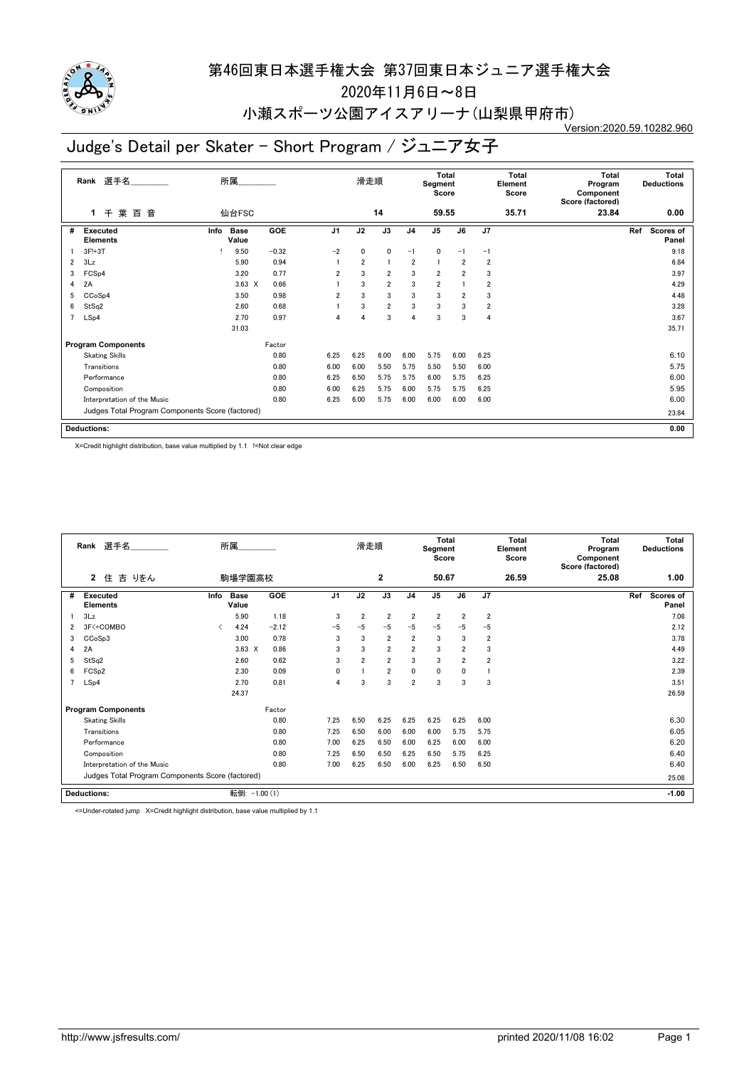# 第46回東日本選手権大会 第37回東日本ジュニア選手権大会

2020年11月6日～8日

小瀬スポーツ公園アイスアリーナ(山梨県甲府市)

Version:2020.59.10282.960

## Judge's Detail per Skater - Short Program / ジュニア女子

| Rank | 選手名 | 所属 | 滑走順 | Total Segment Score | Total Element Score | Total Program Component Score (factored) | Total Deductions |
|---|---|---|---|---|---|---|---|
| 1 | 千 葉 百 音 | 仙台FSC | 14 | 59.55 | 35.71 | 23.84 | 0.00 |

| # | Executed Elements | Info | Base Value | | GOE | J1 | J2 | J3 | J4 | J5 | J6 | J7 | Ref | Scores of Panel |
|---|---|---|---|---|---|---|---|---|---|---|---|---|---|---|
| 1 | 3F!+3T | ! | 9.50 | | -0.32 | -2 | 0 | 0 | -1 | 0 | -1 | -1 | | 9.18 |
| 2 | 3Lz | | 5.90 | | 0.94 | 1 | 2 | 1 | 2 | 1 | 2 | 2 | | 6.84 |
| 3 | FCSp4 | | 3.20 | | 0.77 | 2 | 3 | 2 | 3 | 2 | 2 | 3 | | 3.97 |
| 4 | 2A | | 3.63 | X | 0.66 | 1 | 3 | 2 | 3 | 2 | 1 | 2 | | 4.29 |
| 5 | CCoSp4 | | 3.50 | | 0.98 | 2 | 3 | 3 | 3 | 3 | 2 | 3 | | 4.48 |
| 6 | StSq2 | | 2.60 | | 0.68 | 1 | 3 | 2 | 3 | 3 | 3 | 2 | | 3.28 |
| 7 | LSp4 | | 2.70 | | 0.97 | 4 | 4 | 3 | 4 | 3 | 3 | 4 | | 3.67 |
| | | | 31.03 | | | | | | | | | | | 35.71 |

| Program Components | Factor | J1 | J2 | J3 | J4 | J5 | J6 | J7 | Scores of Panel |
|---|---|---|---|---|---|---|---|---|---|
| Skating Skills | 0.80 | 6.25 | 6.25 | 6.00 | 6.00 | 5.75 | 6.00 | 6.25 | 6.10 |
| Transitions | 0.80 | 6.00 | 6.00 | 5.50 | 5.75 | 5.50 | 5.50 | 6.00 | 5.75 |
| Performance | 0.80 | 6.25 | 6.50 | 5.75 | 5.75 | 6.00 | 5.75 | 6.25 | 6.00 |
| Composition | 0.80 | 6.00 | 6.25 | 5.75 | 6.00 | 5.75 | 5.75 | 6.25 | 5.95 |
| Interpretation of the Music | 0.80 | 6.25 | 6.00 | 5.75 | 6.00 | 6.00 | 6.00 | 6.00 | 6.00 |
| Judges Total Program Components Score (factored) | | | | | | | | | 23.84 |

**Deductions:** 0.00

X=Credit highlight distribution, base value multiplied by 1.1 !=Not clear edge

| Rank | 選手名 | 所属 | 滑走順 | Total Segment Score | Total Element Score | Total Program Component Score (factored) | Total Deductions |
|---|---|---|---|---|---|---|---|
| 2 | 住 吉 りをん | 駒場学園高校 | 2 | 50.67 | 26.59 | 25.08 | 1.00 |

| # | Executed Elements | Info | Base Value | | GOE | J1 | J2 | J3 | J4 | J5 | J6 | J7 | Ref | Scores of Panel |
|---|---|---|---|---|---|---|---|---|---|---|---|---|---|---|
| 1 | 3Lz | | 5.90 | | 1.18 | 3 | 2 | 2 | 2 | 2 | 2 | 2 | | 7.08 |
| 2 | 3F<+COMBO | < | 4.24 | | -2.12 | -5 | -5 | -5 | -5 | -5 | -5 | -5 | | 2.12 |
| 3 | CCoSp3 | | 3.00 | | 0.78 | 3 | 3 | 2 | 2 | 3 | 3 | 2 | | 3.78 |
| 4 | 2A | | 3.63 | X | 0.86 | 3 | 3 | 2 | 2 | 3 | 2 | 3 | | 4.49 |
| 5 | StSq2 | | 2.60 | | 0.62 | 3 | 2 | 2 | 3 | 3 | 2 | 2 | | 3.22 |
| 6 | FCSp2 | | 2.30 | | 0.09 | 0 | 1 | 2 | 0 | 0 | 0 | 1 | | 2.39 |
| 7 | LSp4 | | 2.70 | | 0.81 | 4 | 3 | 3 | 2 | 3 | 3 | 3 | | 3.51 |
| | | | 24.37 | | | | | | | | | | | 26.59 |

| Program Components | Factor | J1 | J2 | J3 | J4 | J5 | J6 | J7 | Scores of Panel |
|---|---|---|---|---|---|---|---|---|---|
| Skating Skills | 0.80 | 7.25 | 6.50 | 6.25 | 6.25 | 6.25 | 6.25 | 6.00 | 6.30 |
| Transitions | 0.80 | 7.25 | 6.50 | 6.00 | 6.00 | 6.00 | 5.75 | 5.75 | 6.05 |
| Performance | 0.80 | 7.00 | 6.25 | 6.50 | 6.00 | 6.25 | 6.00 | 6.00 | 6.20 |
| Composition | 0.80 | 7.25 | 6.50 | 6.50 | 6.25 | 6.50 | 5.75 | 6.25 | 6.40 |
| Interpretation of the Music | 0.80 | 7.00 | 6.25 | 6.50 | 6.00 | 6.25 | 6.50 | 6.50 | 6.40 |
| Judges Total Program Components Score (factored) | | | | | | | | | 25.08 |

**Deductions:** 転倒: -1.00 (1) -1.00

<=Under-rotated jump X=Credit highlight distribution, base value multiplied by 1.1

http://www.jsfresults.com/ printed 2020/11/08 16:02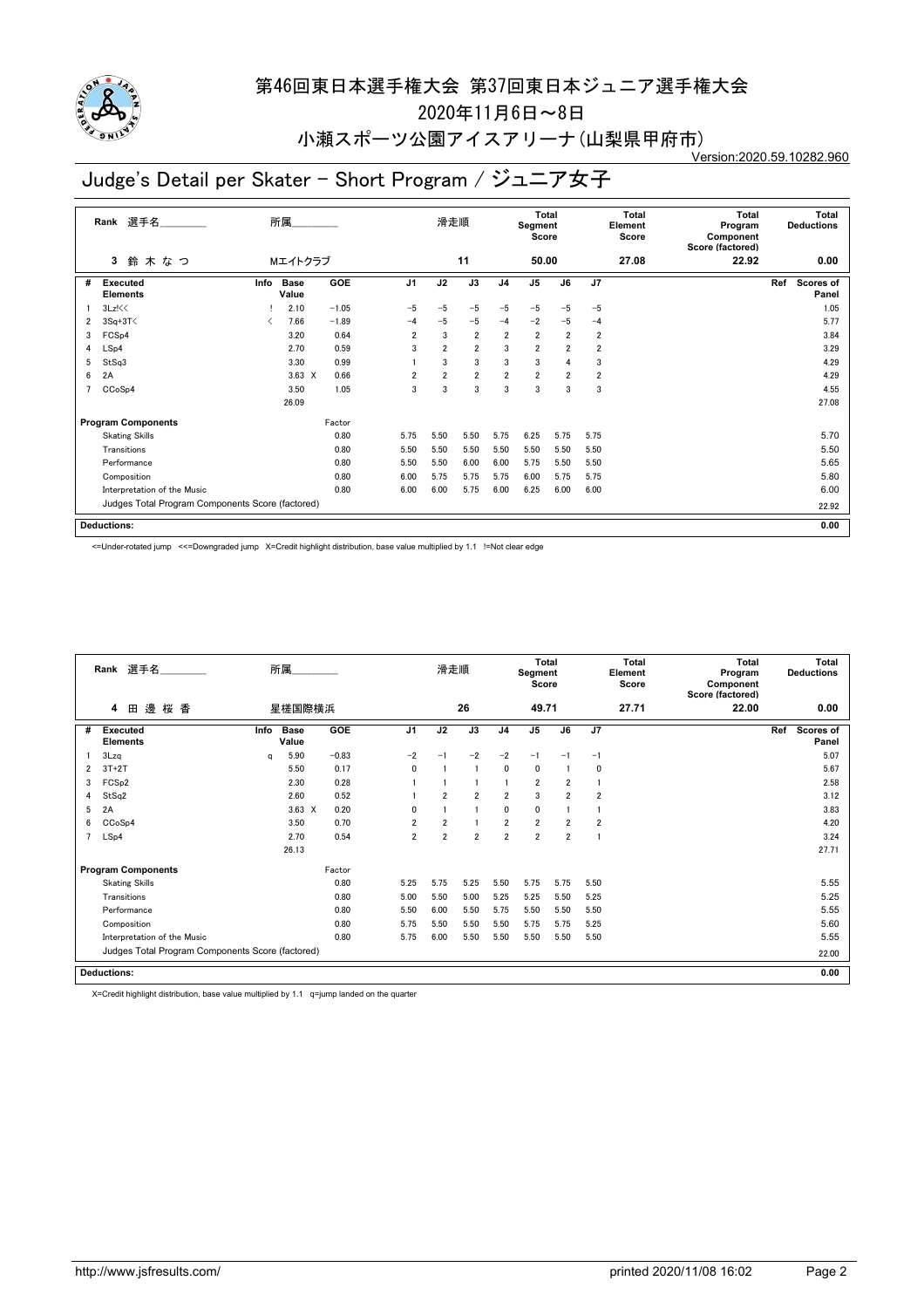# 第46回東日本選手権大会 第37回東日本ジュニア選手権大会

2020年11月6日～8日

小瀬スポーツ公園アイスアリーナ(山梨県甲府市)

Version:2020.59.10282.960

## Judge's Detail per Skater - Short Program / ジュニア女子

| Rank | 選手名 | 所属 | 滑走順 | Total Segment Score | Total Element Score | Total Program Component Score (factored) | Total Deductions |
|---|---|---|---|---|---|---|---|
| 3 | 鈴木なつ | Mエイトクラブ | 11 | 50.00 | 27.08 | 22.92 | 0.00 |

| # | Executed Elements | Info | Base Value | | GOE | J1 | J2 | J3 | J4 | J5 | J6 | J7 | Ref | Scores of Panel |
|---|---|---|---|---|---|---|---|---|---|---|---|---|---|---|
| 1 | 3Lz!<< | ! | 2.10 | | −1.05 | −5 | −5 | −5 | −5 | −5 | −5 | −5 | | 1.05 |
| 2 | 3Sq+3T< | < | 7.66 | | −1.89 | −4 | −5 | −5 | −4 | −2 | −5 | −4 | | 5.77 |
| 3 | FCSp4 | | 3.20 | | 0.64 | 2 | 3 | 2 | 2 | 2 | 2 | 2 | | 3.84 |
| 4 | LSp4 | | 2.70 | | 0.59 | 3 | 2 | 2 | 3 | 2 | 2 | 2 | | 3.29 |
| 5 | StSq3 | | 3.30 | | 0.99 | 1 | 3 | 3 | 3 | 3 | 4 | 3 | | 4.29 |
| 6 | 2A | | 3.63 | X | 0.66 | 2 | 2 | 2 | 2 | 2 | 2 | 2 | | 4.29 |
| 7 | CCoSp4 | | 3.50 | | 1.05 | 3 | 3 | 3 | 3 | 3 | 3 | 3 | | 4.55 |
| | | | 26.09 | | | | | | | | | | | 27.08 |

| Program Components | Factor | J1 | J2 | J3 | J4 | J5 | J6 | J7 | Scores of Panel |
|---|---|---|---|---|---|---|---|---|---|
| Skating Skills | 0.80 | 5.75 | 5.50 | 5.50 | 5.75 | 6.25 | 5.75 | 5.75 | 5.70 |
| Transitions | 0.80 | 5.50 | 5.50 | 5.50 | 5.50 | 5.50 | 5.50 | 5.50 | 5.50 |
| Performance | 0.80 | 5.50 | 5.50 | 6.00 | 6.00 | 5.75 | 5.50 | 5.50 | 5.65 |
| Composition | 0.80 | 6.00 | 5.75 | 5.75 | 5.75 | 6.00 | 5.75 | 5.75 | 5.80 |
| Interpretation of the Music | 0.80 | 6.00 | 6.00 | 5.75 | 6.00 | 6.25 | 6.00 | 6.00 | 6.00 |
| Judges Total Program Components Score (factored) | | | | | | | | | 22.92 |

| Deductions: | 0.00 |
|---|---|

<=Under-rotated jump <<=Downgraded jump X=Credit highlight distribution, base value multiplied by 1.1 !=Not clear edge

| Rank | 選手名 | 所属 | 滑走順 | Total Segment Score | Total Element Score | Total Program Component Score (factored) | Total Deductions |
|---|---|---|---|---|---|---|---|
| 4 | 田邊桜香 | 星槎国際横浜 | 26 | 49.71 | 27.71 | 22.00 | 0.00 |

| # | Executed Elements | Info | Base Value | | GOE | J1 | J2 | J3 | J4 | J5 | J6 | J7 | Ref | Scores of Panel |
|---|---|---|---|---|---|---|---|---|---|---|---|---|---|---|
| 1 | 3Lzq | q | 5.90 | | −0.83 | −2 | −1 | −2 | −2 | −1 | −1 | −1 | | 5.07 |
| 2 | 3T+2T | | 5.50 | | 0.17 | 0 | 1 | 1 | 0 | 0 | 1 | 0 | | 5.67 |
| 3 | FCSp2 | | 2.30 | | 0.28 | 1 | 1 | 1 | 1 | 2 | 2 | 1 | | 2.58 |
| 4 | StSq2 | | 2.60 | | 0.52 | 1 | 2 | 2 | 2 | 3 | 2 | 2 | | 3.12 |
| 5 | 2A | | 3.63 | X | 0.20 | 0 | 1 | 1 | 0 | 0 | 1 | 1 | | 3.83 |
| 6 | CCoSp4 | | 3.50 | | 0.70 | 2 | 2 | 1 | 2 | 2 | 2 | 2 | | 4.20 |
| 7 | LSp4 | | 2.70 | | 0.54 | 2 | 2 | 2 | 2 | 2 | 2 | 1 | | 3.24 |
| | | | 26.13 | | | | | | | | | | | 27.71 |

| Program Components | Factor | J1 | J2 | J3 | J4 | J5 | J6 | J7 | Scores of Panel |
|---|---|---|---|---|---|---|---|---|---|
| Skating Skills | 0.80 | 5.25 | 5.75 | 5.25 | 5.50 | 5.75 | 5.75 | 5.50 | 5.55 |
| Transitions | 0.80 | 5.00 | 5.50 | 5.00 | 5.25 | 5.25 | 5.50 | 5.25 | 5.25 |
| Performance | 0.80 | 5.50 | 6.00 | 5.50 | 5.75 | 5.50 | 5.50 | 5.50 | 5.55 |
| Composition | 0.80 | 5.75 | 5.50 | 5.50 | 5.50 | 5.75 | 5.75 | 5.25 | 5.60 |
| Interpretation of the Music | 0.80 | 5.75 | 6.00 | 5.50 | 5.50 | 5.50 | 5.50 | 5.50 | 5.55 |
| Judges Total Program Components Score (factored) | | | | | | | | | 22.00 |

| Deductions: | 0.00 |
|---|---|

X=Credit highlight distribution, base value multiplied by 1.1 q=jump landed on the quarter

http://www.jsfresults.com/ printed 2020/11/08 16:02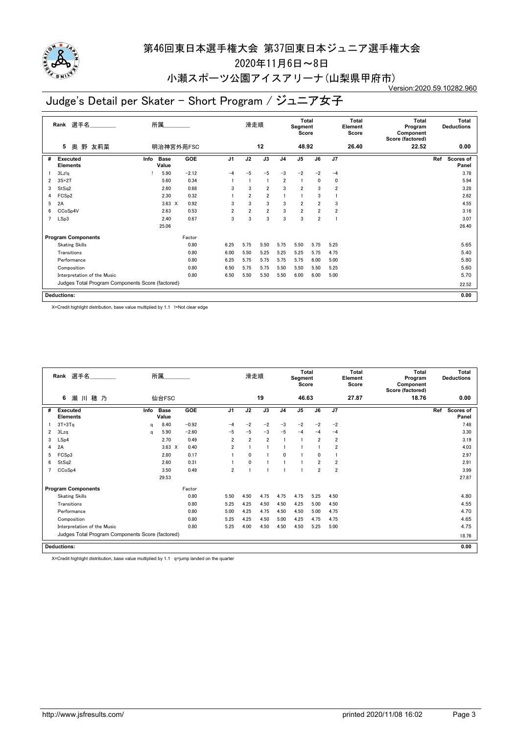# 第46回東日本選手権大会 第37回東日本ジュニア選手権大会

2020年11月6日～8日

小瀬スポーツ公園アイスアリーナ(山梨県甲府市)

Version:2020.59.10282.960

## Judge's Detail per Skater - Short Program / ジュニア女子

| Rank | 選手名 | 所属 | 滑走順 | Total Segment Score | Total Element Score | Total Program Component Score (factored) | Total Deductions |
|---|---|---|---|---|---|---|---|
| 5 | 奥 野 友莉菜 | 明治神宮外苑FSC | 12 | 48.92 | 26.40 | 22.52 | 0.00 |

| # | Executed Elements | Info | Base Value | | GOE | J1 | J2 | J3 | J4 | J5 | J6 | J7 | Ref | Scores of Panel |
|---|---|---|---|---|---|---|---|---|---|---|---|---|---|---|
| 1 | 3Lz!q | ! | 5.90 | | −2.12 | −4 | −5 | −5 | −3 | −2 | −2 | −4 | | 3.78 |
| 2 | 3S+2T | | 5.60 | | 0.34 | 1 | 1 | 1 | 2 | 1 | 0 | 0 | | 5.94 |
| 3 | StSq2 | | 2.60 | | 0.68 | 3 | 3 | 2 | 3 | 2 | 3 | 2 | | 3.28 |
| 4 | FCSp2 | | 2.30 | | 0.32 | 1 | 2 | 2 | 1 | 1 | 3 | 1 | | 2.62 |
| 5 | 2A | | 3.63 | X | 0.92 | 3 | 3 | 3 | 3 | 2 | 2 | 3 | | 4.55 |
| 6 | CCoSp4V | | 2.63 | | 0.53 | 2 | 2 | 2 | 3 | 2 | 2 | 2 | | 3.16 |
| 7 | LSp3 | | 2.40 | | 0.67 | 3 | 3 | 3 | 3 | 3 | 2 | 1 | | 3.07 |
| | | | 25.06 | | | | | | | | | | | 26.40 |
| | **Program Components** | | | | Factor | | | | | | | | | |
| | Skating Skills | | | | 0.80 | 6.25 | 5.75 | 5.50 | 5.75 | 5.50 | 5.75 | 5.25 | | 5.65 |
| | Transitions | | | | 0.80 | 6.00 | 5.50 | 5.25 | 5.25 | 5.25 | 5.75 | 4.75 | | 5.40 |
| | Performance | | | | 0.80 | 6.25 | 5.75 | 5.75 | 5.75 | 5.75 | 6.00 | 5.00 | | 5.80 |
| | Composition | | | | 0.80 | 6.50 | 5.75 | 5.75 | 5.50 | 5.50 | 5.50 | 5.25 | | 5.60 |
| | Interpretation of the Music | | | | 0.80 | 6.50 | 5.50 | 5.50 | 5.50 | 6.00 | 6.00 | 5.00 | | 5.70 |
| | Judges Total Program Components Score (factored) | | | | | | | | | | | | | 22.52 |
| | **Deductions:** | | | | | | | | | | | | | 0.00 |

X=Credit highlight distribution, base value multiplied by 1.1 !=Not clear edge

| Rank | 選手名 | 所属 | 滑走順 | Total Segment Score | Total Element Score | Total Program Component Score (factored) | Total Deductions |
|---|---|---|---|---|---|---|---|
| 6 | 瀬 川 穂 乃 | 仙台FSC | 19 | 46.63 | 27.87 | 18.76 | 0.00 |

| # | Executed Elements | Info | Base Value | | GOE | J1 | J2 | J3 | J4 | J5 | J6 | J7 | Ref | Scores of Panel |
|---|---|---|---|---|---|---|---|---|---|---|---|---|---|---|
| 1 | 3T+3Tq | q | 8.40 | | −0.92 | −4 | −2 | −2 | −3 | −2 | −2 | −2 | | 7.48 |
| 2 | 3Lzq | q | 5.90 | | −2.60 | −5 | −5 | −3 | −5 | −4 | −4 | −4 | | 3.30 |
| 3 | LSp4 | | 2.70 | | 0.49 | 2 | 2 | 2 | 1 | 1 | 2 | 2 | | 3.19 |
| 4 | 2A | | 3.63 | X | 0.40 | 2 | 1 | 1 | 1 | 1 | 1 | 2 | | 4.03 |
| 5 | FCSp3 | | 2.80 | | 0.17 | 1 | 0 | 1 | 0 | 1 | 0 | 1 | | 2.97 |
| 6 | StSq2 | | 2.60 | | 0.31 | 1 | 0 | 1 | 1 | 1 | 2 | 2 | | 2.91 |
| 7 | CCoSp4 | | 3.50 | | 0.49 | 2 | 1 | 1 | 1 | 1 | 2 | 2 | | 3.99 |
| | | | 29.53 | | | | | | | | | | | 27.87 |
| | **Program Components** | | | | Factor | | | | | | | | | |
| | Skating Skills | | | | 0.80 | 5.50 | 4.50 | 4.75 | 4.75 | 4.75 | 5.25 | 4.50 | | 4.80 |
| | Transitions | | | | 0.80 | 5.25 | 4.25 | 4.50 | 4.50 | 4.25 | 5.00 | 4.50 | | 4.55 |
| | Performance | | | | 0.80 | 5.00 | 4.25 | 4.75 | 4.50 | 4.50 | 5.00 | 4.75 | | 4.70 |
| | Composition | | | | 0.80 | 5.25 | 4.25 | 4.50 | 5.00 | 4.25 | 4.75 | 4.75 | | 4.65 |
| | Interpretation of the Music | | | | 0.80 | 5.25 | 4.00 | 4.50 | 4.50 | 4.50 | 5.25 | 5.00 | | 4.75 |
| | Judges Total Program Components Score (factored) | | | | | | | | | | | | | 18.76 |
| | **Deductions:** | | | | | | | | | | | | | 0.00 |

X=Credit highlight distribution, base value multiplied by 1.1 q=jump landed on the quarter

http://www.jsfresults.com/ printed 2020/11/08 16:02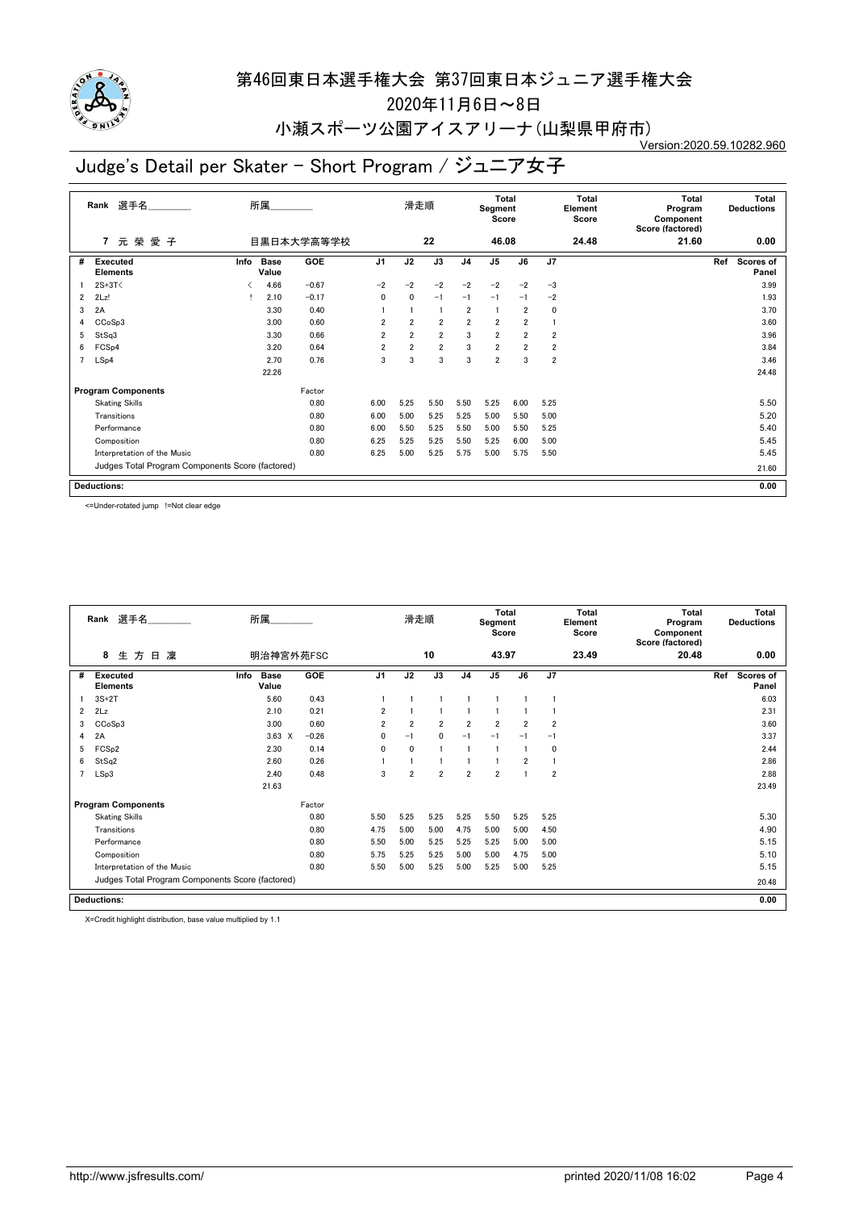# 第46回東日本選手権大会 第37回東日本ジュニア選手権大会

2020年11月6日～8日

小瀬スポーツ公園アイスアリーナ(山梨県甲府市)

Version:2020.59.10282.960

## Judge's Detail per Skater - Short Program / ジュニア女子

| Rank | 選手名 | 所属 | 滑走順 | Total Segment Score | Total Element Score | Total Program Component Score (factored) | Total Deductions |
|---|---|---|---|---|---|---|---|
| 7 | 元 榮 愛 子 | 目黒日本大学高等学校 | 22 | 46.08 | 24.48 | 21.60 | 0.00 |

| # | Executed Elements | Info | Base Value | GOE | J1 | J2 | J3 | J4 | J5 | J6 | J7 | Ref | Scores of Panel |
|---|---|---|---|---|---|---|---|---|---|---|---|---|---|
| 1 | 2S+3T< | < | 4.66 | -0.67 | -2 | -2 | -2 | -2 | -2 | -2 | -3 | | 3.99 |
| 2 | 2Lz! | ! | 2.10 | -0.17 | 0 | 0 | -1 | -1 | -1 | -1 | -2 | | 1.93 |
| 3 | 2A | | 3.30 | 0.40 | 1 | 1 | 1 | 2 | 1 | 2 | 0 | | 3.70 |
| 4 | CCoSp3 | | 3.00 | 0.60 | 2 | 2 | 2 | 2 | 2 | 2 | 1 | | 3.60 |
| 5 | StSq3 | | 3.30 | 0.66 | 2 | 2 | 2 | 3 | 2 | 2 | 2 | | 3.96 |
| 6 | FCSp4 | | 3.20 | 0.64 | 2 | 2 | 2 | 3 | 2 | 2 | 2 | | 3.84 |
| 7 | LSp4 | | 2.70 | 0.76 | 3 | 3 | 3 | 3 | 2 | 3 | 2 | | 3.46 |
| | | | 22.26 | | | | | | | | | | 24.48 |

| Program Components | Factor | J1 | J2 | J3 | J4 | J5 | J6 | J7 | Scores of Panel |
|---|---|---|---|---|---|---|---|---|---|
| Skating Skills | 0.80 | 6.00 | 5.25 | 5.50 | 5.50 | 5.25 | 6.00 | 5.25 | 5.50 |
| Transitions | 0.80 | 6.00 | 5.00 | 5.25 | 5.25 | 5.00 | 5.50 | 5.00 | 5.20 |
| Performance | 0.80 | 6.00 | 5.50 | 5.25 | 5.50 | 5.00 | 5.50 | 5.25 | 5.40 |
| Composition | 0.80 | 6.25 | 5.25 | 5.25 | 5.50 | 5.25 | 6.00 | 5.00 | 5.45 |
| Interpretation of the Music | 0.80 | 6.25 | 5.00 | 5.25 | 5.75 | 5.00 | 5.75 | 5.50 | 5.45 |
| Judges Total Program Components Score (factored) | | | | | | | | | 21.60 |

**Deductions:** 0.00

<=Under-rotated jump !=Not clear edge

| Rank | 選手名 | 所属 | 滑走順 | Total Segment Score | Total Element Score | Total Program Component Score (factored) | Total Deductions |
|---|---|---|---|---|---|---|---|
| 8 | 生 方 日 凜 | 明治神宮外苑FSC | 10 | 43.97 | 23.49 | 20.48 | 0.00 |

| # | Executed Elements | Info | Base Value | GOE | J1 | J2 | J3 | J4 | J5 | J6 | J7 | Ref | Scores of Panel |
|---|---|---|---|---|---|---|---|---|---|---|---|---|---|
| 1 | 3S+2T | | 5.60 | 0.43 | 1 | 1 | 1 | 1 | 1 | 1 | 1 | | 6.03 |
| 2 | 2Lz | | 2.10 | 0.21 | 2 | 1 | 1 | 1 | 1 | 1 | 1 | | 2.31 |
| 3 | CCoSp3 | | 3.00 | 0.60 | 2 | 2 | 2 | 2 | 2 | 2 | 2 | | 3.60 |
| 4 | 2A | | 3.63 X | -0.26 | 0 | -1 | 0 | -1 | -1 | -1 | -1 | | 3.37 |
| 5 | FCSp2 | | 2.30 | 0.14 | 0 | 0 | 1 | 1 | 1 | 1 | 0 | | 2.44 |
| 6 | StSq2 | | 2.60 | 0.26 | 1 | 1 | 1 | 1 | 1 | 2 | 1 | | 2.86 |
| 7 | LSp3 | | 2.40 | 0.48 | 3 | 2 | 2 | 2 | 2 | 1 | 2 | | 2.88 |
| | | | 21.63 | | | | | | | | | | 23.49 |

| Program Components | Factor | J1 | J2 | J3 | J4 | J5 | J6 | J7 | Scores of Panel |
|---|---|---|---|---|---|---|---|---|---|
| Skating Skills | 0.80 | 5.50 | 5.25 | 5.25 | 5.25 | 5.50 | 5.25 | 5.25 | 5.30 |
| Transitions | 0.80 | 4.75 | 5.00 | 5.00 | 4.75 | 5.00 | 5.00 | 4.50 | 4.90 |
| Performance | 0.80 | 5.50 | 5.00 | 5.25 | 5.25 | 5.25 | 5.00 | 5.00 | 5.15 |
| Composition | 0.80 | 5.75 | 5.25 | 5.25 | 5.00 | 5.00 | 4.75 | 5.00 | 5.10 |
| Interpretation of the Music | 0.80 | 5.50 | 5.00 | 5.25 | 5.00 | 5.25 | 5.00 | 5.25 | 5.15 |
| Judges Total Program Components Score (factored) | | | | | | | | | 20.48 |

**Deductions:** 0.00

X=Credit highlight distribution, base value multiplied by 1.1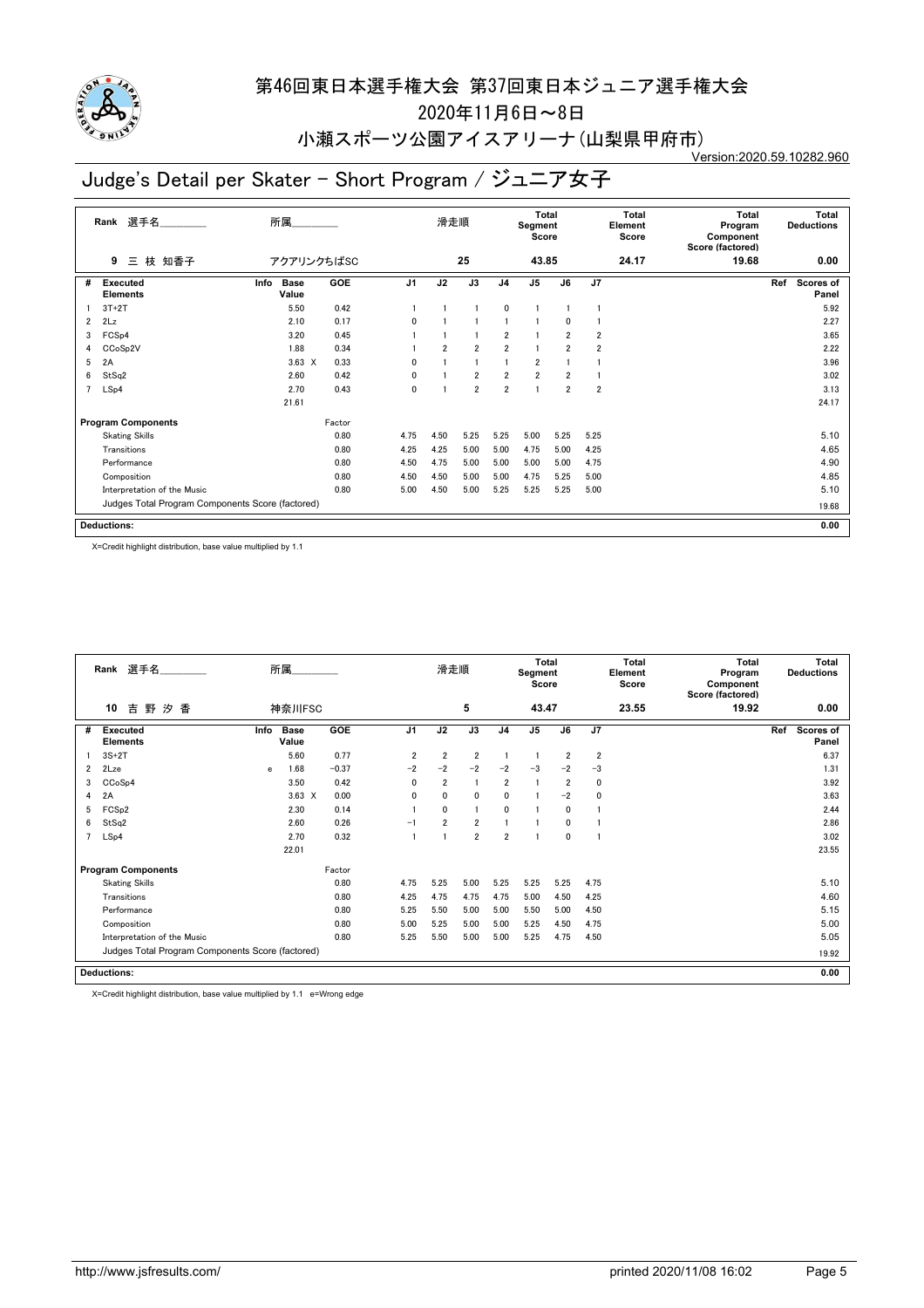# 第46回東日本選手権大会 第37回東日本ジュニア選手権大会

2020年11月6日～8日

小瀬スポーツ公園アイスアリーナ(山梨県甲府市)

Version:2020.59.10282.960

## Judge's Detail per Skater - Short Program / ジュニア女子

| Rank | 選手名 | 所属 | 滑走順 | Total Segment Score | Total Element Score | Total Program Component Score (factored) | Total Deductions |
|---|---|---|---|---|---|---|---|
| 9 | 三 枝 知香子 | アクアリンクちばSC | 25 | 43.85 | 24.17 | 19.68 | 0.00 |

| # | Executed Elements | Info | Base Value | GOE | J1 | J2 | J3 | J4 | J5 | J6 | J7 | Ref | Scores of Panel |
|---|---|---|---|---|---|---|---|---|---|---|---|---|---|
| 1 | 3T+2T | | 5.50 | 0.42 | 1 | 1 | 1 | 0 | 1 | 1 | 1 | | 5.92 |
| 2 | 2Lz | | 2.10 | 0.17 | 0 | 1 | 1 | 1 | 1 | 0 | 1 | | 2.27 |
| 3 | FCSp4 | | 3.20 | 0.45 | 1 | 1 | 1 | 2 | 1 | 2 | 2 | | 3.65 |
| 4 | CCoSp2V | | 1.88 | 0.34 | 1 | 2 | 2 | 2 | 1 | 2 | 2 | | 2.22 |
| 5 | 2A | | 3.63 X | 0.33 | 0 | 1 | 1 | 1 | 2 | 1 | 1 | | 3.96 |
| 6 | StSq2 | | 2.60 | 0.42 | 0 | 1 | 2 | 2 | 2 | 2 | 1 | | 3.02 |
| 7 | LSp4 | | 2.70 | 0.43 | 0 | 1 | 2 | 2 | 1 | 2 | 2 | | 3.13 |
| | | | 21.61 | | | | | | | | | | 24.17 |

| Program Components | Factor | J1 | J2 | J3 | J4 | J5 | J6 | J7 | Scores of Panel |
|---|---|---|---|---|---|---|---|---|---|
| Skating Skills | 0.80 | 4.75 | 4.50 | 5.25 | 5.25 | 5.00 | 5.25 | 5.25 | 5.10 |
| Transitions | 0.80 | 4.25 | 4.25 | 5.00 | 5.00 | 4.75 | 5.00 | 4.25 | 4.65 |
| Performance | 0.80 | 4.50 | 4.75 | 5.00 | 5.00 | 5.00 | 5.00 | 4.75 | 4.90 |
| Composition | 0.80 | 4.50 | 4.50 | 5.00 | 5.00 | 4.75 | 5.25 | 5.00 | 4.85 |
| Interpretation of the Music | 0.80 | 5.00 | 4.50 | 5.00 | 5.25 | 5.25 | 5.25 | 5.00 | 5.10 |
| Judges Total Program Components Score (factored) | | | | | | | | | 19.68 |

**Deductions:** 0.00

X=Credit highlight distribution, base value multiplied by 1.1

| Rank | 選手名 | 所属 | 滑走順 | Total Segment Score | Total Element Score | Total Program Component Score (factored) | Total Deductions |
|---|---|---|---|---|---|---|---|
| 10 | 吉 野 汐 香 | 神奈川FSC | 5 | 43.47 | 23.55 | 19.92 | 0.00 |

| # | Executed Elements | Info | Base Value | GOE | J1 | J2 | J3 | J4 | J5 | J6 | J7 | Ref | Scores of Panel |
|---|---|---|---|---|---|---|---|---|---|---|---|---|---|
| 1 | 3S+2T | | 5.60 | 0.77 | 2 | 2 | 2 | 1 | 1 | 2 | 2 | | 6.37 |
| 2 | 2Lze | e | 1.68 | −0.37 | −2 | −2 | −2 | −2 | −3 | −2 | −3 | | 1.31 |
| 3 | CCoSp4 | | 3.50 | 0.42 | 0 | 2 | 1 | 2 | 1 | 2 | 0 | | 3.92 |
| 4 | 2A | | 3.63 X | 0.00 | 0 | 0 | 0 | 0 | 1 | −2 | 0 | | 3.63 |
| 5 | FCSp2 | | 2.30 | 0.14 | 1 | 0 | 1 | 0 | 1 | 0 | 1 | | 2.44 |
| 6 | StSq2 | | 2.60 | 0.26 | −1 | 2 | 2 | 1 | 1 | 0 | 1 | | 2.86 |
| 7 | LSp4 | | 2.70 | 0.32 | 1 | 1 | 2 | 2 | 1 | 0 | 1 | | 3.02 |
| | | | 22.01 | | | | | | | | | | 23.55 |

| Program Components | Factor | J1 | J2 | J3 | J4 | J5 | J6 | J7 | Scores of Panel |
|---|---|---|---|---|---|---|---|---|---|
| Skating Skills | 0.80 | 4.75 | 5.25 | 5.00 | 5.25 | 5.25 | 5.25 | 4.75 | 5.10 |
| Transitions | 0.80 | 4.25 | 4.75 | 4.75 | 4.75 | 5.00 | 4.50 | 4.25 | 4.60 |
| Performance | 0.80 | 5.25 | 5.50 | 5.00 | 5.00 | 5.50 | 5.00 | 4.50 | 5.15 |
| Composition | 0.80 | 5.00 | 5.25 | 5.00 | 5.00 | 5.25 | 4.50 | 4.75 | 5.00 |
| Interpretation of the Music | 0.80 | 5.25 | 5.50 | 5.00 | 5.00 | 5.25 | 4.75 | 4.50 | 5.05 |
| Judges Total Program Components Score (factored) | | | | | | | | | 19.92 |

**Deductions:** 0.00

X=Credit highlight distribution, base value multiplied by 1.1 e=Wrong edge

http://www.jsfresults.com/ printed 2020/11/08 16:02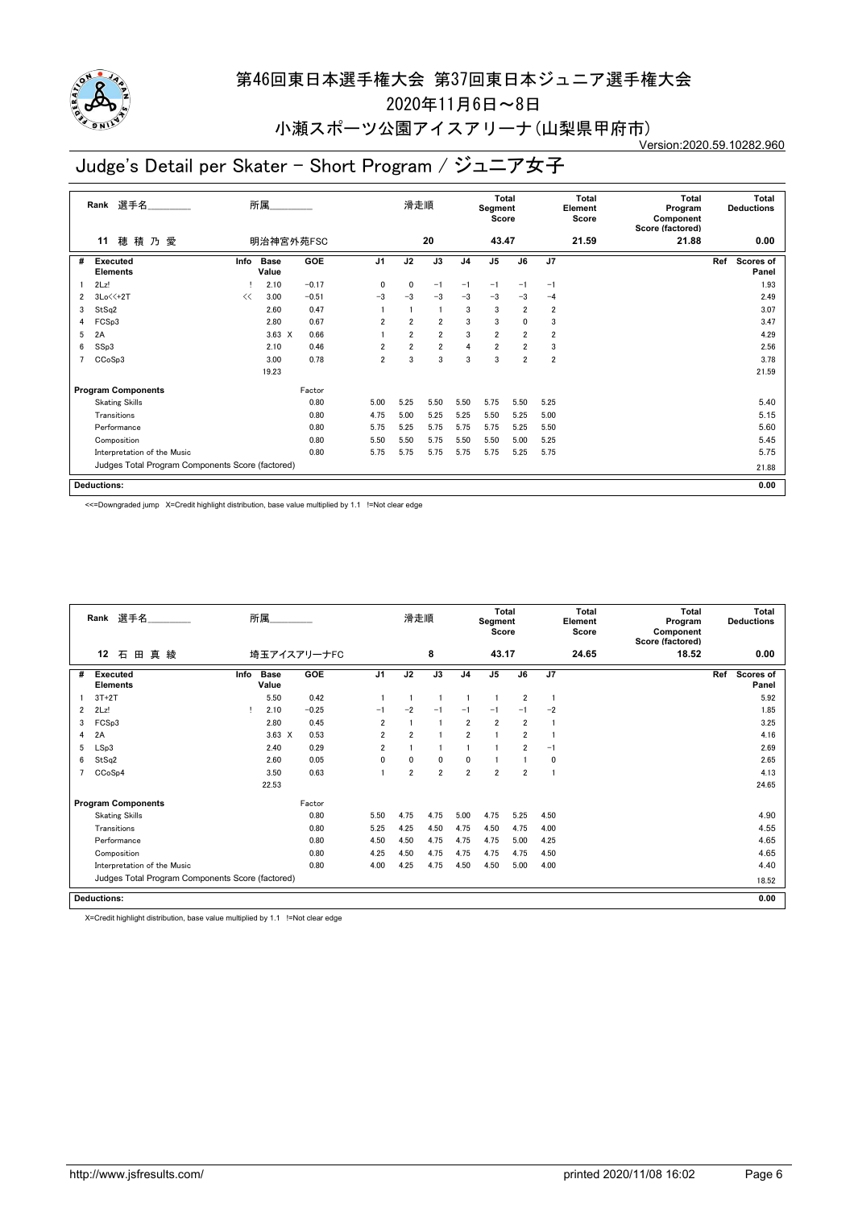# 第46回東日本選手権大会 第37回東日本ジュニア選手権大会

2020年11月6日～8日

小瀬スポーツ公園アイスアリーナ(山梨県甲府市)

Version:2020.59.10282.960

## Judge's Detail per Skater - Short Program / ジュニア女子

| Rank | 選手名 | 所属 | 滑走順 | Total Segment Score | Total Element Score | Total Program Component Score (factored) | Total Deductions |
|---|---|---|---|---|---|---|---|
| 11 | 穂 積 乃 愛 | 明治神宮外苑FSC | 20 | 43.47 | 21.59 | 21.88 | 0.00 |

| # | Executed Elements | Info | Base Value | | GOE | J1 | J2 | J3 | J4 | J5 | J6 | J7 | Ref | Scores of Panel |
|---|---|---|---|---|---|---|---|---|---|---|---|---|---|---|
| 1 | 2Lz! | ! | 2.10 | | −0.17 | 0 | 0 | −1 | −1 | −1 | −1 | −1 | | 1.93 |
| 2 | 3Lo<<+2T | << | 3.00 | | −0.51 | −3 | −3 | −3 | −3 | −3 | −3 | −4 | | 2.49 |
| 3 | StSq2 | | 2.60 | | 0.47 | 1 | 1 | 1 | 3 | 3 | 2 | 2 | | 3.07 |
| 4 | FCSp3 | | 2.80 | | 0.67 | 2 | 2 | 2 | 3 | 3 | 0 | 3 | | 3.47 |
| 5 | 2A | | 3.63 | X | 0.66 | 1 | 2 | 2 | 3 | 2 | 2 | 2 | | 4.29 |
| 6 | SSp3 | | 2.10 | | 0.46 | 2 | 2 | 2 | 4 | 2 | 2 | 3 | | 2.56 |
| 7 | CCoSp3 | | 3.00 | | 0.78 | 2 | 3 | 3 | 3 | 3 | 2 | 2 | | 3.78 |
| | | | 19.23 | | | | | | | | | | | 21.59 |

| Program Components | Factor | J1 | J2 | J3 | J4 | J5 | J6 | J7 | Scores of Panel |
|---|---|---|---|---|---|---|---|---|---|
| Skating Skills | 0.80 | 5.00 | 5.25 | 5.50 | 5.50 | 5.75 | 5.50 | 5.25 | 5.40 |
| Transitions | 0.80 | 4.75 | 5.00 | 5.25 | 5.25 | 5.50 | 5.25 | 5.00 | 5.15 |
| Performance | 0.80 | 5.75 | 5.25 | 5.75 | 5.75 | 5.75 | 5.25 | 5.50 | 5.60 |
| Composition | 0.80 | 5.50 | 5.50 | 5.75 | 5.50 | 5.50 | 5.00 | 5.25 | 5.45 |
| Interpretation of the Music | 0.80 | 5.75 | 5.75 | 5.75 | 5.75 | 5.75 | 5.25 | 5.75 | 5.75 |
| Judges Total Program Components Score (factored) | | | | | | | | | 21.88 |

**Deductions:** 0.00

<<=Downgraded jump X=Credit highlight distribution, base value multiplied by 1.1 !=Not clear edge

| Rank | 選手名 | 所属 | 滑走順 | Total Segment Score | Total Element Score | Total Program Component Score (factored) | Total Deductions |
|---|---|---|---|---|---|---|---|
| 12 | 石 田 真 綾 | 埼玉アイスアリーナFC | 8 | 43.17 | 24.65 | 18.52 | 0.00 |

| # | Executed Elements | Info | Base Value | | GOE | J1 | J2 | J3 | J4 | J5 | J6 | J7 | Ref | Scores of Panel |
|---|---|---|---|---|---|---|---|---|---|---|---|---|---|---|
| 1 | 3T+2T | | 5.50 | | 0.42 | 1 | 1 | 1 | 1 | 1 | 2 | 1 | | 5.92 |
| 2 | 2Lz! | ! | 2.10 | | −0.25 | −1 | −2 | −1 | −1 | −1 | −1 | −2 | | 1.85 |
| 3 | FCSp3 | | 2.80 | | 0.45 | 2 | 1 | 1 | 2 | 2 | 2 | 1 | | 3.25 |
| 4 | 2A | | 3.63 | X | 0.53 | 2 | 2 | 1 | 2 | 1 | 2 | 1 | | 4.16 |
| 5 | LSp3 | | 2.40 | | 0.29 | 2 | 1 | 1 | 1 | 1 | 2 | −1 | | 2.69 |
| 6 | StSq2 | | 2.60 | | 0.05 | 0 | 0 | 0 | 0 | 1 | 1 | 0 | | 2.65 |
| 7 | CCoSp4 | | 3.50 | | 0.63 | 1 | 2 | 2 | 2 | 2 | 2 | 1 | | 4.13 |
| | | | 22.53 | | | | | | | | | | | 24.65 |

| Program Components | Factor | J1 | J2 | J3 | J4 | J5 | J6 | J7 | Scores of Panel |
|---|---|---|---|---|---|---|---|---|---|
| Skating Skills | 0.80 | 5.50 | 4.75 | 4.75 | 5.00 | 4.75 | 5.25 | 4.50 | 4.90 |
| Transitions | 0.80 | 5.25 | 4.25 | 4.50 | 4.75 | 4.50 | 4.75 | 4.00 | 4.55 |
| Performance | 0.80 | 4.50 | 4.50 | 4.75 | 4.75 | 4.75 | 5.00 | 4.25 | 4.65 |
| Composition | 0.80 | 4.25 | 4.50 | 4.75 | 4.75 | 4.75 | 4.75 | 4.50 | 4.65 |
| Interpretation of the Music | 0.80 | 4.00 | 4.25 | 4.75 | 4.50 | 4.50 | 5.00 | 4.00 | 4.40 |
| Judges Total Program Components Score (factored) | | | | | | | | | 18.52 |

**Deductions:** 0.00

X=Credit highlight distribution, base value multiplied by 1.1 !=Not clear edge

http://www.jsfresults.com/ printed 2020/11/08 16:02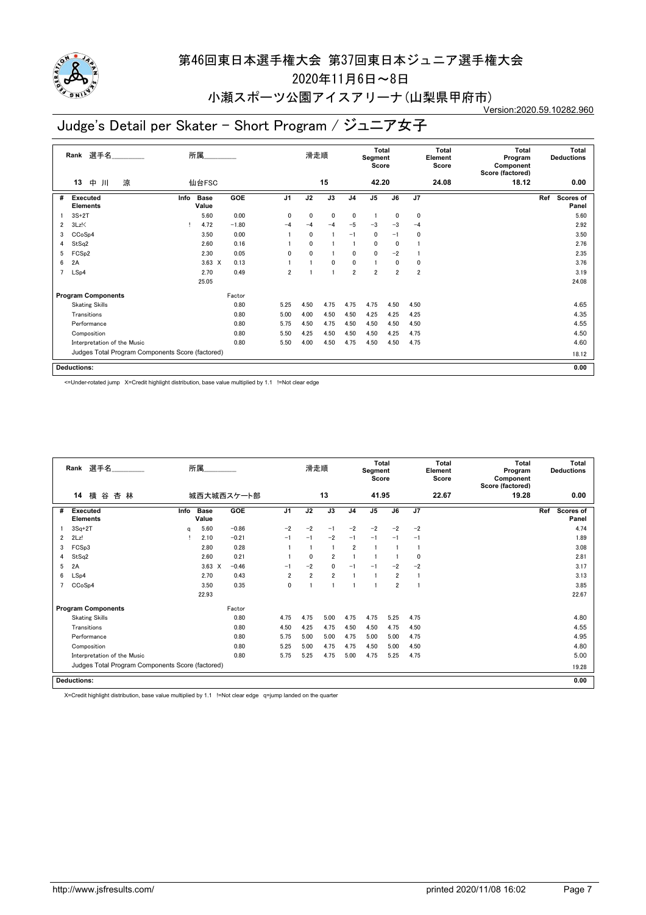# 第46回東日本選手権大会 第37回東日本ジュニア選手権大会

2020年11月6日～8日

小瀬スポーツ公園アイスアリーナ(山梨県甲府市)

Version:2020.59.10282.960

## Judge's Detail per Skater - Short Program / ジュニア女子

| Rank | 選手名 | 所属 | 滑走順 | Total Segment Score | Total Element Score | Total Program Component Score (factored) | Total Deductions |
|---|---|---|---|---|---|---|---|
| 13 | 中川 涼 | 仙台FSC | 15 | 42.20 | 24.08 | 18.12 | 0.00 |

| # | Executed Elements | Info | Base Value | GOE | J1 | J2 | J3 | J4 | J5 | J6 | J7 | Ref | Scores of Panel |
|---|---|---|---|---|---|---|---|---|---|---|---|---|---|
| 1 | 3S+2T | | 5.60 | 0.00 | 0 | 0 | 0 | 0 | 1 | 0 | 0 | | 5.60 |
| 2 | 3Lz!< | ! | 4.72 | −1.80 | −4 | −4 | −4 | −5 | −3 | −3 | −4 | | 2.92 |
| 3 | CCoSp4 | | 3.50 | 0.00 | 1 | 0 | 1 | −1 | 0 | −1 | 0 | | 3.50 |
| 4 | StSq2 | | 2.60 | 0.16 | 1 | 0 | 1 | 1 | 0 | 0 | 1 | | 2.76 |
| 5 | FCSp2 | | 2.30 | 0.05 | 0 | 0 | 1 | 0 | 0 | −2 | 1 | | 2.35 |
| 6 | 2A | | 3.63 X | 0.13 | 1 | 1 | 0 | 0 | 1 | 0 | 0 | | 3.76 |
| 7 | LSp4 | | 2.70 | 0.49 | 2 | 1 | 1 | 2 | 2 | 2 | 2 | | 3.19 |
| | | | 25.05 | | | | | | | | | | 24.08 |

| Program Components | Factor | J1 | J2 | J3 | J4 | J5 | J6 | J7 | Scores of Panel |
|---|---|---|---|---|---|---|---|---|---|
| Skating Skills | 0.80 | 5.25 | 4.50 | 4.75 | 4.75 | 4.75 | 4.50 | 4.50 | 4.65 |
| Transitions | 0.80 | 5.00 | 4.00 | 4.50 | 4.50 | 4.25 | 4.25 | 4.25 | 4.35 |
| Performance | 0.80 | 5.75 | 4.50 | 4.75 | 4.50 | 4.50 | 4.50 | 4.50 | 4.55 |
| Composition | 0.80 | 5.50 | 4.25 | 4.50 | 4.50 | 4.50 | 4.25 | 4.75 | 4.50 |
| Interpretation of the Music | 0.80 | 5.50 | 4.00 | 4.50 | 4.75 | 4.50 | 4.50 | 4.75 | 4.60 |
| Judges Total Program Components Score (factored) | | | | | | | | | 18.12 |

**Deductions:** 0.00

<=Under-rotated jump X=Credit highlight distribution, base value multiplied by 1.1 !=Not clear edge

| Rank | 選手名 | 所属 | 滑走順 | Total Segment Score | Total Element Score | Total Program Component Score (factored) | Total Deductions |
|---|---|---|---|---|---|---|---|
| 14 | 横谷杏林 | 城西大城西スケート部 | 13 | 41.95 | 22.67 | 19.28 | 0.00 |

| # | Executed Elements | Info | Base Value | GOE | J1 | J2 | J3 | J4 | J5 | J6 | J7 | Ref | Scores of Panel |
|---|---|---|---|---|---|---|---|---|---|---|---|---|---|
| 1 | 3Sq+2T | q | 5.60 | −0.86 | −2 | −2 | −1 | −2 | −2 | −2 | −2 | | 4.74 |
| 2 | 2Lz! | ! | 2.10 | −0.21 | −1 | −1 | −2 | −1 | −1 | −1 | −1 | | 1.89 |
| 3 | FCSp3 | | 2.80 | 0.28 | 1 | 1 | 1 | 2 | 1 | 1 | 1 | | 3.08 |
| 4 | StSq2 | | 2.60 | 0.21 | 1 | 0 | 2 | 1 | 1 | 1 | 0 | | 2.81 |
| 5 | 2A | | 3.63 X | −0.46 | −1 | −2 | 0 | −1 | −1 | −2 | −2 | | 3.17 |
| 6 | LSp4 | | 2.70 | 0.43 | 2 | 2 | 2 | 1 | 1 | 2 | 1 | | 3.13 |
| 7 | CCoSp4 | | 3.50 | 0.35 | 0 | 1 | 1 | 1 | 1 | 2 | 1 | | 3.85 |
| | | | 22.93 | | | | | | | | | | 22.67 |

| Program Components | Factor | J1 | J2 | J3 | J4 | J5 | J6 | J7 | Scores of Panel |
|---|---|---|---|---|---|---|---|---|---|
| Skating Skills | 0.80 | 4.75 | 4.75 | 5.00 | 4.75 | 4.75 | 5.25 | 4.75 | 4.80 |
| Transitions | 0.80 | 4.50 | 4.25 | 4.75 | 4.50 | 4.50 | 4.75 | 4.50 | 4.55 |
| Performance | 0.80 | 5.75 | 5.00 | 5.00 | 4.75 | 5.00 | 5.00 | 4.75 | 4.95 |
| Composition | 0.80 | 5.25 | 5.00 | 4.75 | 4.75 | 4.50 | 5.00 | 4.50 | 4.80 |
| Interpretation of the Music | 0.80 | 5.75 | 5.25 | 4.75 | 5.00 | 4.75 | 5.25 | 4.75 | 5.00 |
| Judges Total Program Components Score (factored) | | | | | | | | | 19.28 |

**Deductions:** 0.00

X=Credit highlight distribution, base value multiplied by 1.1 !=Not clear edge q=jump landed on the quarter

http://www.jsfresults.com/ printed 2020/11/08 16:02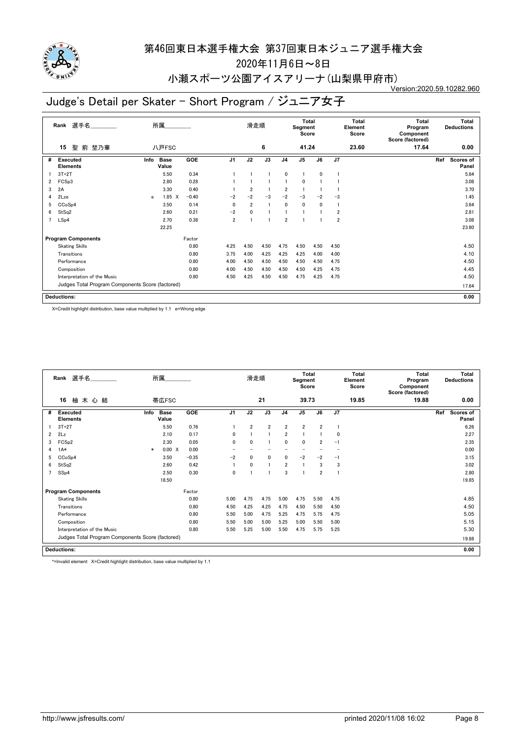# 第46回東日本選手権大会 第37回東日本ジュニア選手権大会

2020年11月6日～8日

小瀬スポーツ公園アイスアリーナ(山梨県甲府市)

Version:2020.59.10282.960

## Judge's Detail per Skater - Short Program / ジュニア女子

| Rank | 選手名 | 所属 | 滑走順 | Total Segment Score | Total Element Score | Total Program Component Score (factored) | Total Deductions |
|---|---|---|---|---|---|---|---|
| 15 | 聖 前 埜乃華 | 八戸FSC | 6 | 41.24 | 23.60 | 17.64 | 0.00 |

| # | Executed Elements | Info | Base Value | | GOE | J1 | J2 | J3 | J4 | J5 | J6 | J7 | Ref | Scores of Panel |
|---|---|---|---|---|---|---|---|---|---|---|---|---|---|---|
| 1 | 3T+2T | | 5.50 | | 0.34 | 1 | 1 | 1 | 0 | 1 | 0 | 1 | | 5.84 |
| 2 | FCSp3 | | 2.80 | | 0.28 | 1 | 1 | 1 | 1 | 0 | 1 | 1 | | 3.08 |
| 3 | 2A | | 3.30 | | 0.40 | 1 | 2 | 1 | 2 | 1 | 1 | 1 | | 3.70 |
| 4 | 2Lze | e | 1.85 | X | −0.40 | −2 | −2 | −3 | −2 | −3 | −2 | −3 | | 1.45 |
| 5 | CCoSp4 | | 3.50 | | 0.14 | 0 | 2 | 1 | 0 | 0 | 0 | 1 | | 3.64 |
| 6 | StSq2 | | 2.60 | | 0.21 | −2 | 0 | 1 | 1 | 1 | 1 | 2 | | 2.81 |
| 7 | LSp4 | | 2.70 | | 0.38 | 2 | 1 | 1 | 2 | 1 | 1 | 2 | | 3.08 |
| | | | 22.25 | | | | | | | | | | | 23.60 |

| Program Components | Factor | J1 | J2 | J3 | J4 | J5 | J6 | J7 | Scores of Panel |
|---|---|---|---|---|---|---|---|---|---|
| Skating Skills | 0.80 | 4.25 | 4.50 | 4.50 | 4.75 | 4.50 | 4.50 | 4.50 | 4.50 |
| Transitions | 0.80 | 3.75 | 4.00 | 4.25 | 4.25 | 4.25 | 4.00 | 4.00 | 4.10 |
| Performance | 0.80 | 4.00 | 4.50 | 4.50 | 4.50 | 4.50 | 4.50 | 4.75 | 4.50 |
| Composition | 0.80 | 4.00 | 4.50 | 4.50 | 4.50 | 4.50 | 4.25 | 4.75 | 4.45 |
| Interpretation of the Music | 0.80 | 4.50 | 4.25 | 4.50 | 4.50 | 4.75 | 4.25 | 4.75 | 4.50 |
| Judges Total Program Components Score (factored) | | | | | | | | | 17.64 |

| Deductions: | 0.00 |
|---|---|

X=Credit highlight distribution, base value multiplied by 1.1 e=Wrong edge

| Rank | 選手名 | 所属 | 滑走順 | Total Segment Score | Total Element Score | Total Program Component Score (factored) | Total Deductions |
|---|---|---|---|---|---|---|---|
| 16 | 柚 木 心 結 | 帯広FSC | 21 | 39.73 | 19.85 | 19.88 | 0.00 |

| # | Executed Elements | Info | Base Value | | GOE | J1 | J2 | J3 | J4 | J5 | J6 | J7 | Ref | Scores of Panel |
|---|---|---|---|---|---|---|---|---|---|---|---|---|---|---|
| 1 | 3T+2T | | 5.50 | | 0.76 | 1 | 2 | 2 | 2 | 2 | 2 | 1 | | 6.26 |
| 2 | 2Lz | | 2.10 | | 0.17 | 0 | 1 | 1 | 2 | 1 | 1 | 0 | | 2.27 |
| 3 | FCSp2 | | 2.30 | | 0.05 | 0 | 0 | 1 | 0 | 0 | 2 | −1 | | 2.35 |
| 4 | 1A* | * | 0.00 | X | 0.00 | − | − | − | − | − | − | − | | 0.00 |
| 5 | CCoSp4 | | 3.50 | | −0.35 | −2 | 0 | 0 | 0 | −2 | −2 | −1 | | 3.15 |
| 6 | StSq2 | | 2.60 | | 0.42 | 1 | 0 | 1 | 2 | 1 | 3 | 3 | | 3.02 |
| 7 | SSp4 | | 2.50 | | 0.30 | 0 | 1 | 1 | 3 | 1 | 2 | 1 | | 2.80 |
| | | | 18.50 | | | | | | | | | | | 19.85 |

| Program Components | Factor | J1 | J2 | J3 | J4 | J5 | J6 | J7 | Scores of Panel |
|---|---|---|---|---|---|---|---|---|---|
| Skating Skills | 0.80 | 5.00 | 4.75 | 4.75 | 5.00 | 4.75 | 5.50 | 4.75 | 4.85 |
| Transitions | 0.80 | 4.50 | 4.25 | 4.25 | 4.75 | 4.50 | 5.50 | 4.50 | 4.50 |
| Performance | 0.80 | 5.50 | 5.00 | 4.75 | 5.25 | 4.75 | 5.75 | 4.75 | 5.05 |
| Composition | 0.80 | 5.50 | 5.00 | 5.00 | 5.25 | 5.00 | 5.50 | 5.00 | 5.15 |
| Interpretation of the Music | 0.80 | 5.50 | 5.25 | 5.00 | 5.50 | 4.75 | 5.75 | 5.25 | 5.30 |
| Judges Total Program Components Score (factored) | | | | | | | | | 19.88 |

| Deductions: | 0.00 |
|---|---|

*=Invalid element X=Credit highlight distribution, base value multiplied by 1.1

http://www.jsfresults.com/ printed 2020/11/08 16:02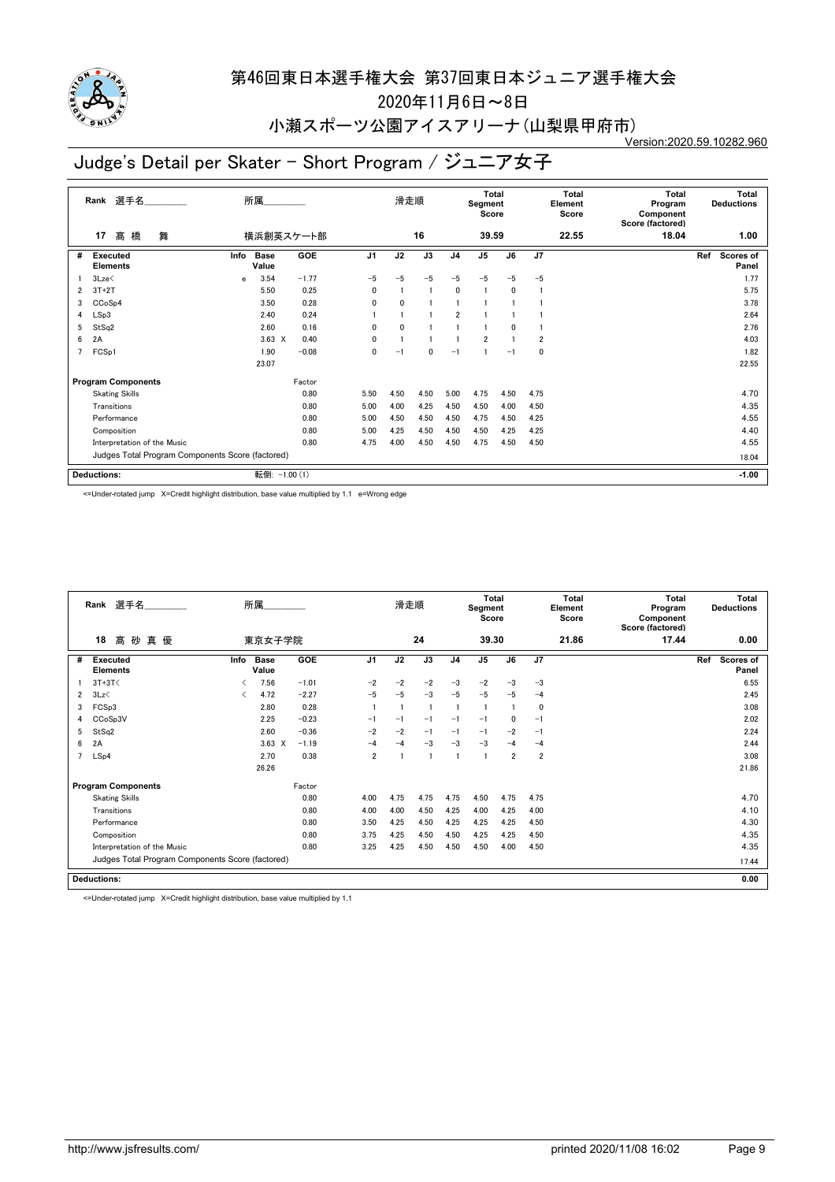# 第46回東日本選手権大会 第37回東日本ジュニア選手権大会

2020年11月6日～8日

小瀬スポーツ公園アイスアリーナ(山梨県甲府市)

Version:2020.59.10282.960

## Judge's Detail per Skater - Short Program / ジュニア女子

| Rank | 選手名 | 所属 | 滑走順 | Total Segment Score | Total Element Score | Total Program Component Score (factored) | Total Deductions |
|---|---|---|---|---|---|---|---|
| 17 | 高 橋 舞 | 横浜創英スケート部 | 16 | 39.59 | 22.55 | 18.04 | 1.00 |

| # | Executed Elements | Info | Base Value | GOE | J1 | J2 | J3 | J4 | J5 | J6 | J7 | Ref | Scores of Panel |
|---|---|---|---|---|---|---|---|---|---|---|---|---|---|
| 1 | 3Lze< | e | 3.54 | −1.77 | −5 | −5 | −5 | −5 | −5 | −5 | −5 | | 1.77 |
| 2 | 3T+2T | | 5.50 | 0.25 | 0 | 1 | 1 | 0 | 1 | 0 | 1 | | 5.75 |
| 3 | CCoSp4 | | 3.50 | 0.28 | 0 | 0 | 1 | 1 | 1 | 1 | 1 | | 3.78 |
| 4 | LSp3 | | 2.40 | 0.24 | 1 | 1 | 1 | 2 | 1 | 1 | 1 | | 2.64 |
| 5 | StSq2 | | 2.60 | 0.16 | 0 | 0 | 1 | 1 | 1 | 0 | 1 | | 2.76 |
| 6 | 2A | | 3.63 X | 0.40 | 0 | 1 | 1 | 1 | 2 | 1 | 2 | | 4.03 |
| 7 | FCSp1 | | 1.90 | −0.08 | 0 | −1 | 0 | −1 | 1 | −1 | 0 | | 1.82 |
| | | | 23.07 | | | | | | | | | | 22.55 |

| Program Components | Factor | J1 | J2 | J3 | J4 | J5 | J6 | J7 | Scores of Panel |
|---|---|---|---|---|---|---|---|---|---|
| Skating Skills | 0.80 | 5.50 | 4.50 | 4.50 | 5.00 | 4.75 | 4.50 | 4.75 | 4.70 |
| Transitions | 0.80 | 5.00 | 4.00 | 4.25 | 4.50 | 4.50 | 4.00 | 4.50 | 4.35 |
| Performance | 0.80 | 5.00 | 4.50 | 4.50 | 4.50 | 4.75 | 4.50 | 4.25 | 4.55 |
| Composition | 0.80 | 5.00 | 4.25 | 4.50 | 4.50 | 4.50 | 4.25 | 4.25 | 4.40 |
| Interpretation of the Music | 0.80 | 4.75 | 4.00 | 4.50 | 4.50 | 4.75 | 4.50 | 4.50 | 4.55 |
| Judges Total Program Components Score (factored) | | | | | | | | | 18.04 |

Deductions: 転倒: −1.00 (1) **−1.00**

<=Under-rotated jump X=Credit highlight distribution, base value multiplied by 1.1 e=Wrong edge

| Rank | 選手名 | 所属 | 滑走順 | Total Segment Score | Total Element Score | Total Program Component Score (factored) | Total Deductions |
|---|---|---|---|---|---|---|---|
| 18 | 高 砂 真 優 | 東京女子学院 | 24 | 39.30 | 21.86 | 17.44 | 0.00 |

| # | Executed Elements | Info | Base Value | GOE | J1 | J2 | J3 | J4 | J5 | J6 | J7 | Ref | Scores of Panel |
|---|---|---|---|---|---|---|---|---|---|---|---|---|---|
| 1 | 3T+3T< | < | 7.56 | −1.01 | −2 | −2 | −2 | −3 | −2 | −3 | −3 | | 6.55 |
| 2 | 3Lz< | < | 4.72 | −2.27 | −5 | −5 | −3 | −5 | −5 | −5 | −4 | | 2.45 |
| 3 | FCSp3 | | 2.80 | 0.28 | 1 | 1 | 1 | 1 | 1 | 1 | 0 | | 3.08 |
| 4 | CCoSp3V | | 2.25 | −0.23 | −1 | −1 | −1 | −1 | −1 | 0 | −1 | | 2.02 |
| 5 | StSq2 | | 2.60 | −0.36 | −2 | −2 | −1 | −1 | −1 | −2 | −1 | | 2.24 |
| 6 | 2A | | 3.63 X | −1.19 | −4 | −4 | −3 | −3 | −3 | −4 | −4 | | 2.44 |
| 7 | LSp4 | | 2.70 | 0.38 | 2 | 1 | 1 | 1 | 1 | 2 | 2 | | 3.08 |
| | | | 26.26 | | | | | | | | | | 21.86 |

| Program Components | Factor | J1 | J2 | J3 | J4 | J5 | J6 | J7 | Scores of Panel |
|---|---|---|---|---|---|---|---|---|---|
| Skating Skills | 0.80 | 4.00 | 4.75 | 4.75 | 4.75 | 4.50 | 4.75 | 4.75 | 4.70 |
| Transitions | 0.80 | 4.00 | 4.00 | 4.50 | 4.25 | 4.00 | 4.25 | 4.00 | 4.10 |
| Performance | 0.80 | 3.50 | 4.25 | 4.50 | 4.25 | 4.25 | 4.25 | 4.50 | 4.30 |
| Composition | 0.80 | 3.75 | 4.25 | 4.50 | 4.50 | 4.25 | 4.25 | 4.50 | 4.35 |
| Interpretation of the Music | 0.80 | 3.25 | 4.25 | 4.50 | 4.50 | 4.50 | 4.00 | 4.50 | 4.35 |
| Judges Total Program Components Score (factored) | | | | | | | | | 17.44 |

Deductions: **0.00**

<=Under-rotated jump X=Credit highlight distribution, base value multiplied by 1.1

http://www.jsfresults.com/ printed 2020/11/08 16:02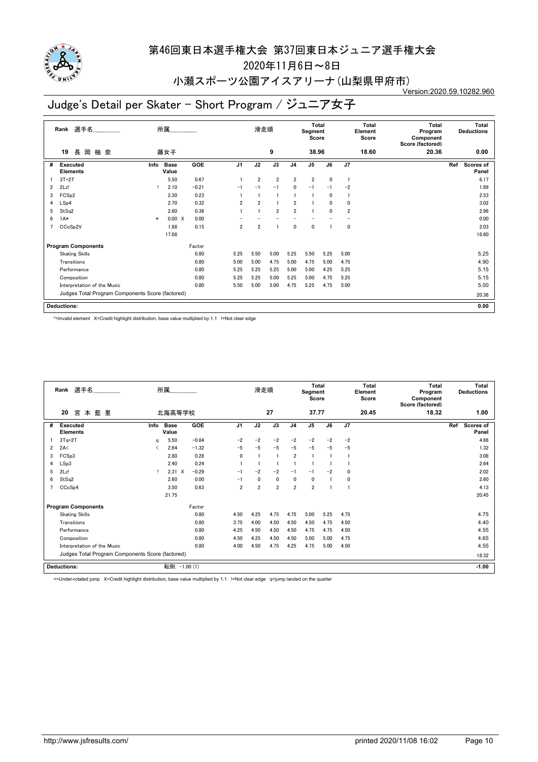# 第46回東日本選手権大会 第37回東日本ジュニア選手権大会

2020年11月6日～8日

小瀬スポーツ公園アイスアリーナ(山梨県甲府市)

Version:2020.59.10282.960

## Judge's Detail per Skater - Short Program / ジュニア女子

| Rank | 選手名 | 所属 | 滑走順 | Total Segment Score | Total Element Score | Total Program Component Score (factored) | Total Deductions |
|---|---|---|---|---|---|---|---|
| 19 | 長 岡 柚 奈 | 藤女子 | 9 | 38.96 | 18.60 | 20.36 | 0.00 |

| # | Executed Elements | Info | Base Value | | GOE | J1 | J2 | J3 | J4 | J5 | J6 | J7 | Ref | Scores of Panel |
|---|---|---|---|---|---|---|---|---|---|---|---|---|---|---|
| 1 | 3T+2T | | 5.50 | | 0.67 | 1 | 2 | 2 | 2 | 2 | 0 | 1 | | 6.17 |
| 2 | 2Lz! | ! | 2.10 | | −0.21 | −1 | −1 | −1 | 0 | −1 | −1 | −2 | | 1.89 |
| 3 | FCSp2 | | 2.30 | | 0.23 | 1 | 1 | 1 | 1 | 1 | 0 | 1 | | 2.53 |
| 4 | LSp4 | | 2.70 | | 0.32 | 2 | 2 | 1 | 2 | 1 | 0 | 0 | | 3.02 |
| 5 | StSq2 | | 2.60 | | 0.36 | 1 | 1 | 2 | 2 | 1 | 0 | 2 | | 2.96 |
| 6 | 1A* | * | 0.00 | X | 0.00 | − | − | − | − | − | − | − | | 0.00 |
| 7 | CCoSp2V | | 1.88 | | 0.15 | 2 | 2 | 1 | 0 | 0 | 1 | 0 | | 2.03 |
| | | | 17.08 | | | | | | | | | | | 18.60 |

| Program Components | Factor | J1 | J2 | J3 | J4 | J5 | J6 | J7 | Scores of Panel |
|---|---|---|---|---|---|---|---|---|---|
| Skating Skills | 0.80 | 5.25 | 5.50 | 5.00 | 5.25 | 5.50 | 5.25 | 5.00 | 5.25 |
| Transitions | 0.80 | 5.00 | 5.00 | 4.75 | 5.00 | 4.75 | 5.00 | 4.75 | 4.90 |
| Performance | 0.80 | 5.25 | 5.25 | 5.25 | 5.00 | 5.00 | 4.25 | 5.25 | 5.15 |
| Composition | 0.80 | 5.25 | 5.25 | 5.00 | 5.25 | 5.00 | 4.75 | 5.25 | 5.15 |
| Interpretation of the Music | 0.80 | 5.50 | 5.00 | 5.00 | 4.75 | 5.25 | 4.75 | 5.00 | 5.00 |
| Judges Total Program Components Score (factored) | | | | | | | | | 20.36 |

| Deductions: | 0.00 |
|---|---|

*=Invalid element X=Credit highlight distribution, base value multiplied by 1.1 !=Not clear edge

| Rank | 選手名 | 所属 | 滑走順 | Total Segment Score | Total Element Score | Total Program Component Score (factored) | Total Deductions |
|---|---|---|---|---|---|---|---|
| 20 | 宮 本 藍 里 | 北海高等学校 | 27 | 37.77 | 20.45 | 18.32 | 1.00 |

| # | Executed Elements | Info | Base Value | | GOE | J1 | J2 | J3 | J4 | J5 | J6 | J7 | Ref | Scores of Panel |
|---|---|---|---|---|---|---|---|---|---|---|---|---|---|---|
| 1 | 3Tq+2T | q | 5.50 | | −0.84 | −2 | −2 | −2 | −2 | −2 | −2 | −2 | | 4.66 |
| 2 | 2A< | < | 2.64 | | −1.32 | −5 | −5 | −5 | −5 | −5 | −5 | −5 | | 1.32 |
| 3 | FCSp3 | | 2.80 | | 0.28 | 0 | 1 | 1 | 2 | 1 | 1 | 1 | | 3.08 |
| 4 | LSp3 | | 2.40 | | 0.24 | 1 | 1 | 1 | 1 | 1 | 1 | 1 | | 2.64 |
| 5 | 2Lz! | ! | 2.31 | X | −0.29 | −1 | −2 | −2 | −1 | −1 | −2 | 0 | | 2.02 |
| 6 | StSq2 | | 2.60 | | 0.00 | −1 | 0 | 0 | 0 | 0 | 1 | 0 | | 2.60 |
| 7 | CCoSp4 | | 3.50 | | 0.63 | 2 | 2 | 2 | 2 | 2 | 1 | 1 | | 4.13 |
| | | | 21.75 | | | | | | | | | | | 20.45 |

| Program Components | Factor | J1 | J2 | J3 | J4 | J5 | J6 | J7 | Scores of Panel |
|---|---|---|---|---|---|---|---|---|---|
| Skating Skills | 0.80 | 4.50 | 4.25 | 4.75 | 4.75 | 5.00 | 5.25 | 4.75 | 4.75 |
| Transitions | 0.80 | 3.75 | 4.00 | 4.50 | 4.50 | 4.50 | 4.75 | 4.50 | 4.40 |
| Performance | 0.80 | 4.25 | 4.50 | 4.50 | 4.50 | 4.75 | 4.75 | 4.50 | 4.55 |
| Composition | 0.80 | 4.50 | 4.25 | 4.50 | 4.50 | 5.00 | 5.00 | 4.75 | 4.65 |
| Interpretation of the Music | 0.80 | 4.00 | 4.50 | 4.75 | 4.25 | 4.75 | 5.00 | 4.50 | 4.55 |
| Judges Total Program Components Score (factored) | | | | | | | | | 18.32 |

| Deductions: | 転倒: −1.00 (1) | −1.00 |
|---|---|---|

<=Under-rotated jump X=Credit highlight distribution, base value multiplied by 1.1 !=Not clear edge q=jump landed on the quarter

http://www.jsfresults.com/ printed 2020/11/08 16:02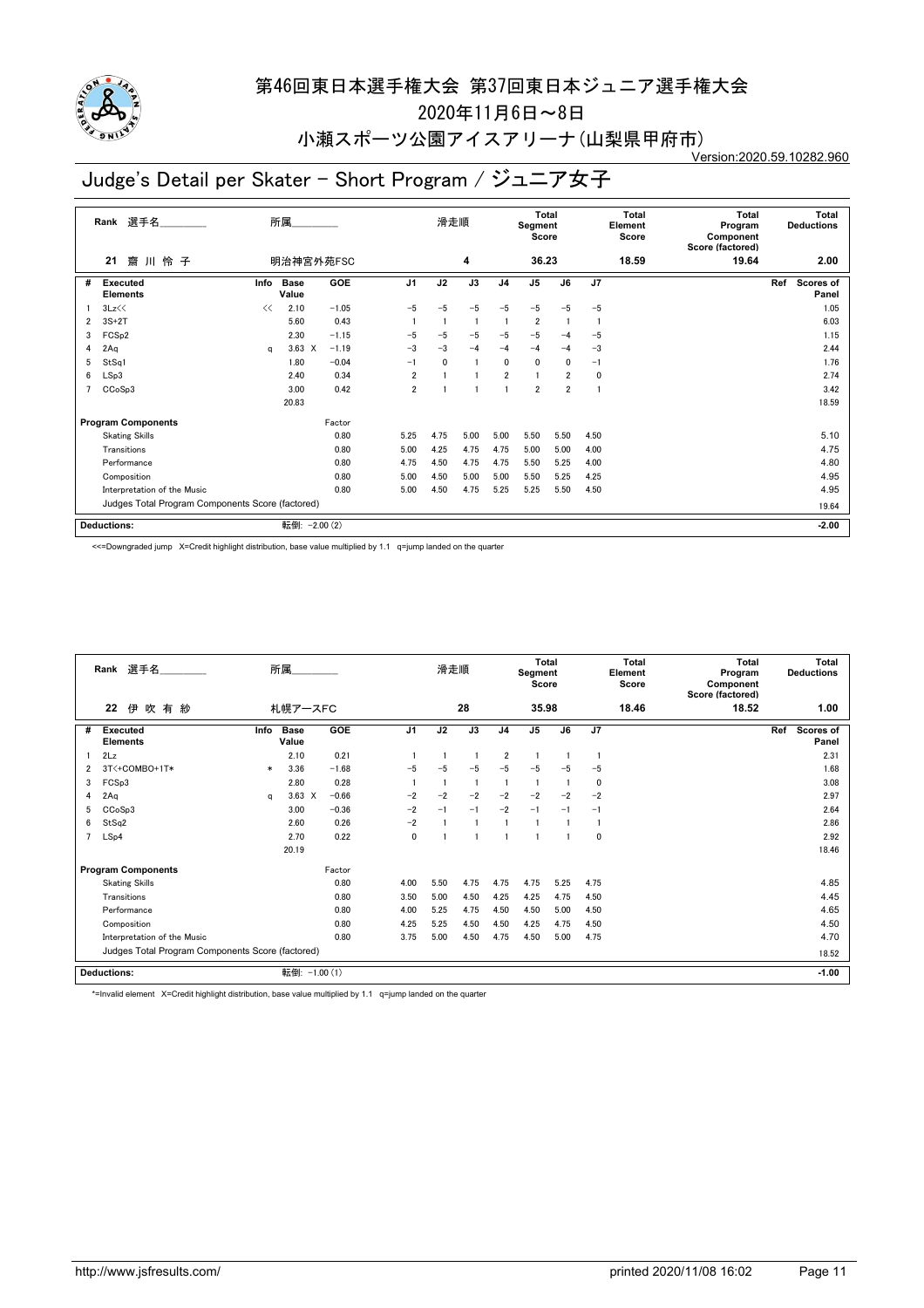# 第46回東日本選手権大会 第37回東日本ジュニア選手権大会

2020年11月6日～8日

小瀬スポーツ公園アイスアリーナ(山梨県甲府市)

Version:2020.59.10282.960

## Judge's Detail per Skater - Short Program / ジュニア女子

| Rank | 選手名 | 所属 | 滑走順 | Total Segment Score | Total Element Score | Total Program Component Score (factored) | Total Deductions |
|---|---|---|---|---|---|---|---|
| 21 | 齋 川 怜 子 | 明治神宮外苑FSC | 4 | 36.23 | 18.59 | 19.64 | 2.00 |

| # | Executed Elements | Info | Base Value | | GOE | J1 | J2 | J3 | J4 | J5 | J6 | J7 | Ref | Scores of Panel |
|---|---|---|---|---|---|---|---|---|---|---|---|---|---|---|
| 1 | 3Lz<< | << | 2.10 | | −1.05 | −5 | −5 | −5 | −5 | −5 | −5 | −5 | | 1.05 |
| 2 | 3S+2T | | 5.60 | | 0.43 | 1 | 1 | 1 | 1 | 2 | 1 | 1 | | 6.03 |
| 3 | FCSp2 | | 2.30 | | −1.15 | −5 | −5 | −5 | −5 | −5 | −4 | −5 | | 1.15 |
| 4 | 2Aq | q | 3.63 | X | −1.19 | −3 | −3 | −4 | −4 | −4 | −4 | −3 | | 2.44 |
| 5 | StSq1 | | 1.80 | | −0.04 | −1 | 0 | 1 | 0 | 0 | 0 | −1 | | 1.76 |
| 6 | LSp3 | | 2.40 | | 0.34 | 2 | 1 | 1 | 2 | 1 | 2 | 0 | | 2.74 |
| 7 | CCoSp3 | | 3.00 | | 0.42 | 2 | 1 | 1 | 1 | 2 | 2 | 1 | | 3.42 |
| | | | 20.83 | | | | | | | | | | | 18.59 |

| Program Components | Factor | J1 | J2 | J3 | J4 | J5 | J6 | J7 | Scores of Panel |
|---|---|---|---|---|---|---|---|---|---|
| Skating Skills | 0.80 | 5.25 | 4.75 | 5.00 | 5.00 | 5.50 | 5.50 | 4.50 | 5.10 |
| Transitions | 0.80 | 5.00 | 4.25 | 4.75 | 4.75 | 5.00 | 5.00 | 4.00 | 4.75 |
| Performance | 0.80 | 4.75 | 4.50 | 4.75 | 4.75 | 5.50 | 5.25 | 4.00 | 4.80 |
| Composition | 0.80 | 5.00 | 4.50 | 5.00 | 5.00 | 5.50 | 5.25 | 4.25 | 4.95 |
| Interpretation of the Music | 0.80 | 5.00 | 4.50 | 4.75 | 5.25 | 5.25 | 5.50 | 4.50 | 4.95 |
| Judges Total Program Components Score (factored) | | | | | | | | | 19.64 |

Deductions: 転倒: −2.00 (2) −2.00

<<=Downgraded jump X=Credit highlight distribution, base value multiplied by 1.1 q=jump landed on the quarter

| Rank | 選手名 | 所属 | 滑走順 | Total Segment Score | Total Element Score | Total Program Component Score (factored) | Total Deductions |
|---|---|---|---|---|---|---|---|
| 22 | 伊 吹 有 紗 | 札幌アースFC | 28 | 35.98 | 18.46 | 18.52 | 1.00 |

| # | Executed Elements | Info | Base Value | | GOE | J1 | J2 | J3 | J4 | J5 | J6 | J7 | Ref | Scores of Panel |
|---|---|---|---|---|---|---|---|---|---|---|---|---|---|---|
| 1 | 2Lz | | 2.10 | | 0.21 | 1 | 1 | 1 | 2 | 1 | 1 | 1 | | 2.31 |
| 2 | 3T<+COMBO+1T* | * | 3.36 | | −1.68 | −5 | −5 | −5 | −5 | −5 | −5 | −5 | | 1.68 |
| 3 | FCSp3 | | 2.80 | | 0.28 | 1 | 1 | 1 | 1 | 1 | 1 | 0 | | 3.08 |
| 4 | 2Aq | q | 3.63 | X | −0.66 | −2 | −2 | −2 | −2 | −2 | −2 | −2 | | 2.97 |
| 5 | CCoSp3 | | 3.00 | | −0.36 | −2 | −1 | −1 | −2 | −1 | −1 | −1 | | 2.64 |
| 6 | StSq2 | | 2.60 | | 0.26 | −2 | 1 | 1 | 1 | 1 | 1 | 1 | | 2.86 |
| 7 | LSp4 | | 2.70 | | 0.22 | 0 | 1 | 1 | 1 | 1 | 1 | 0 | | 2.92 |
| | | | 20.19 | | | | | | | | | | | 18.46 |

| Program Components | Factor | J1 | J2 | J3 | J4 | J5 | J6 | J7 | Scores of Panel |
|---|---|---|---|---|---|---|---|---|---|
| Skating Skills | 0.80 | 4.00 | 5.50 | 4.75 | 4.75 | 4.75 | 5.25 | 4.75 | 4.85 |
| Transitions | 0.80 | 3.50 | 5.00 | 4.50 | 4.25 | 4.25 | 4.75 | 4.50 | 4.45 |
| Performance | 0.80 | 4.00 | 5.25 | 4.75 | 4.50 | 4.50 | 5.00 | 4.50 | 4.65 |
| Composition | 0.80 | 4.25 | 5.25 | 4.50 | 4.50 | 4.25 | 4.75 | 4.50 | 4.50 |
| Interpretation of the Music | 0.80 | 3.75 | 5.00 | 4.50 | 4.75 | 4.50 | 5.00 | 4.75 | 4.70 |
| Judges Total Program Components Score (factored) | | | | | | | | | 18.52 |

Deductions: 転倒: −1.00 (1) −1.00

*=Invalid element X=Credit highlight distribution, base value multiplied by 1.1 q=jump landed on the quarter

http://www.jsfresults.com/ printed 2020/11/08 16:02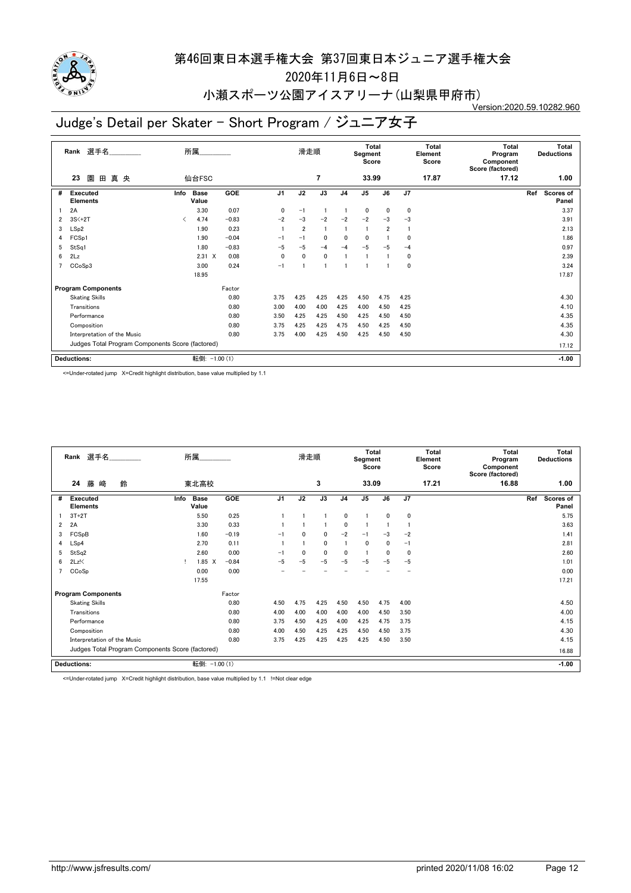# 第46回東日本選手権大会 第37回東日本ジュニア選手権大会

2020年11月6日～8日

小瀬スポーツ公園アイスアリーナ(山梨県甲府市)

Version:2020.59.10282.960

## Judge's Detail per Skater - Short Program / ジュニア女子

| Rank | 選手名 | 所属 | 滑走順 | Total Segment Score | Total Element Score | Total Program Component Score (factored) | Total Deductions |
|---|---|---|---|---|---|---|---|
| 23 | 園田真央 | 仙台FSC | 7 | 33.99 | 17.87 | 17.12 | 1.00 |

| # | Executed Elements | Info | Base Value | GOE | J1 | J2 | J3 | J4 | J5 | J6 | J7 | Ref | Scores of Panel |
|---|---|---|---|---|---|---|---|---|---|---|---|---|---|
| 1 | 2A | | 3.30 | 0.07 | 0 | −1 | 1 | 1 | 0 | 0 | 0 | | 3.37 |
| 2 | 3S<+2T | < | 4.74 | −0.83 | −2 | −3 | −2 | −2 | −2 | −3 | −3 | | 3.91 |
| 3 | LSp2 | | 1.90 | 0.23 | 1 | 2 | 1 | 1 | 1 | 2 | 1 | | 2.13 |
| 4 | FCSp1 | | 1.90 | −0.04 | −1 | −1 | 0 | 0 | 0 | 1 | 0 | | 1.86 |
| 5 | StSq1 | | 1.80 | −0.83 | −5 | −5 | −4 | −4 | −5 | −5 | −4 | | 0.97 |
| 6 | 2Lz | | 2.31 X | 0.08 | 0 | 0 | 0 | 1 | 1 | 1 | 0 | | 2.39 |
| 7 | CCoSp3 | | 3.00 | 0.24 | −1 | 1 | 1 | 1 | 1 | 1 | 0 | | 3.24 |
| | | | 18.95 | | | | | | | | | | 17.87 |

| Program Components | Factor | J1 | J2 | J3 | J4 | J5 | J6 | J7 | Scores of Panel |
|---|---|---|---|---|---|---|---|---|---|
| Skating Skills | 0.80 | 3.75 | 4.25 | 4.25 | 4.25 | 4.50 | 4.75 | 4.25 | 4.30 |
| Transitions | 0.80 | 3.00 | 4.00 | 4.00 | 4.25 | 4.00 | 4.50 | 4.25 | 4.10 |
| Performance | 0.80 | 3.50 | 4.25 | 4.25 | 4.50 | 4.25 | 4.50 | 4.50 | 4.35 |
| Composition | 0.80 | 3.75 | 4.25 | 4.25 | 4.75 | 4.50 | 4.25 | 4.50 | 4.35 |
| Interpretation of the Music | 0.80 | 3.75 | 4.00 | 4.25 | 4.50 | 4.25 | 4.50 | 4.50 | 4.30 |
| Judges Total Program Components Score (factored) | | | | | | | | | 17.12 |

Deductions: 転倒: −1.00 (1) **-1.00**

<=Under-rotated jump X=Credit highlight distribution, base value multiplied by 1.1

| Rank | 選手名 | 所属 | 滑走順 | Total Segment Score | Total Element Score | Total Program Component Score (factored) | Total Deductions |
|---|---|---|---|---|---|---|---|
| 24 | 藤崎 鈴 | 東北高校 | 3 | 33.09 | 17.21 | 16.88 | 1.00 |

| # | Executed Elements | Info | Base Value | GOE | J1 | J2 | J3 | J4 | J5 | J6 | J7 | Ref | Scores of Panel |
|---|---|---|---|---|---|---|---|---|---|---|---|---|---|
| 1 | 3T+2T | | 5.50 | 0.25 | 1 | 1 | 1 | 0 | 1 | 0 | 0 | | 5.75 |
| 2 | 2A | | 3.30 | 0.33 | 1 | 1 | 1 | 0 | 1 | 1 | 1 | | 3.63 |
| 3 | FCSpB | | 1.60 | −0.19 | −1 | 0 | 0 | −2 | −1 | −3 | −2 | | 1.41 |
| 4 | LSp4 | | 2.70 | 0.11 | 1 | 1 | 0 | 1 | 0 | 0 | −1 | | 2.81 |
| 5 | StSq2 | | 2.60 | 0.00 | −1 | 0 | 0 | 0 | 1 | 0 | 0 | | 2.60 |
| 6 | 2Lz!< | ! | 1.85 X | −0.84 | −5 | −5 | −5 | −5 | −5 | −5 | −5 | | 1.01 |
| 7 | CCoSp | | 0.00 | 0.00 | − | − | − | − | − | − | − | | 0.00 |
| | | | 17.55 | | | | | | | | | | 17.21 |

| Program Components | Factor | J1 | J2 | J3 | J4 | J5 | J6 | J7 | Scores of Panel |
|---|---|---|---|---|---|---|---|---|---|
| Skating Skills | 0.80 | 4.50 | 4.75 | 4.25 | 4.50 | 4.50 | 4.75 | 4.00 | 4.50 |
| Transitions | 0.80 | 4.00 | 4.00 | 4.00 | 4.00 | 4.00 | 4.50 | 3.50 | 4.00 |
| Performance | 0.80 | 3.75 | 4.50 | 4.25 | 4.00 | 4.25 | 4.75 | 3.75 | 4.15 |
| Composition | 0.80 | 4.00 | 4.50 | 4.25 | 4.25 | 4.50 | 4.50 | 3.75 | 4.30 |
| Interpretation of the Music | 0.80 | 3.75 | 4.25 | 4.25 | 4.25 | 4.25 | 4.50 | 3.50 | 4.15 |
| Judges Total Program Components Score (factored) | | | | | | | | | 16.88 |

Deductions: 転倒: −1.00 (1) **-1.00**

<=Under-rotated jump X=Credit highlight distribution, base value multiplied by 1.1 !=Not clear edge

http://www.jsfresults.com/ printed 2020/11/08 16:02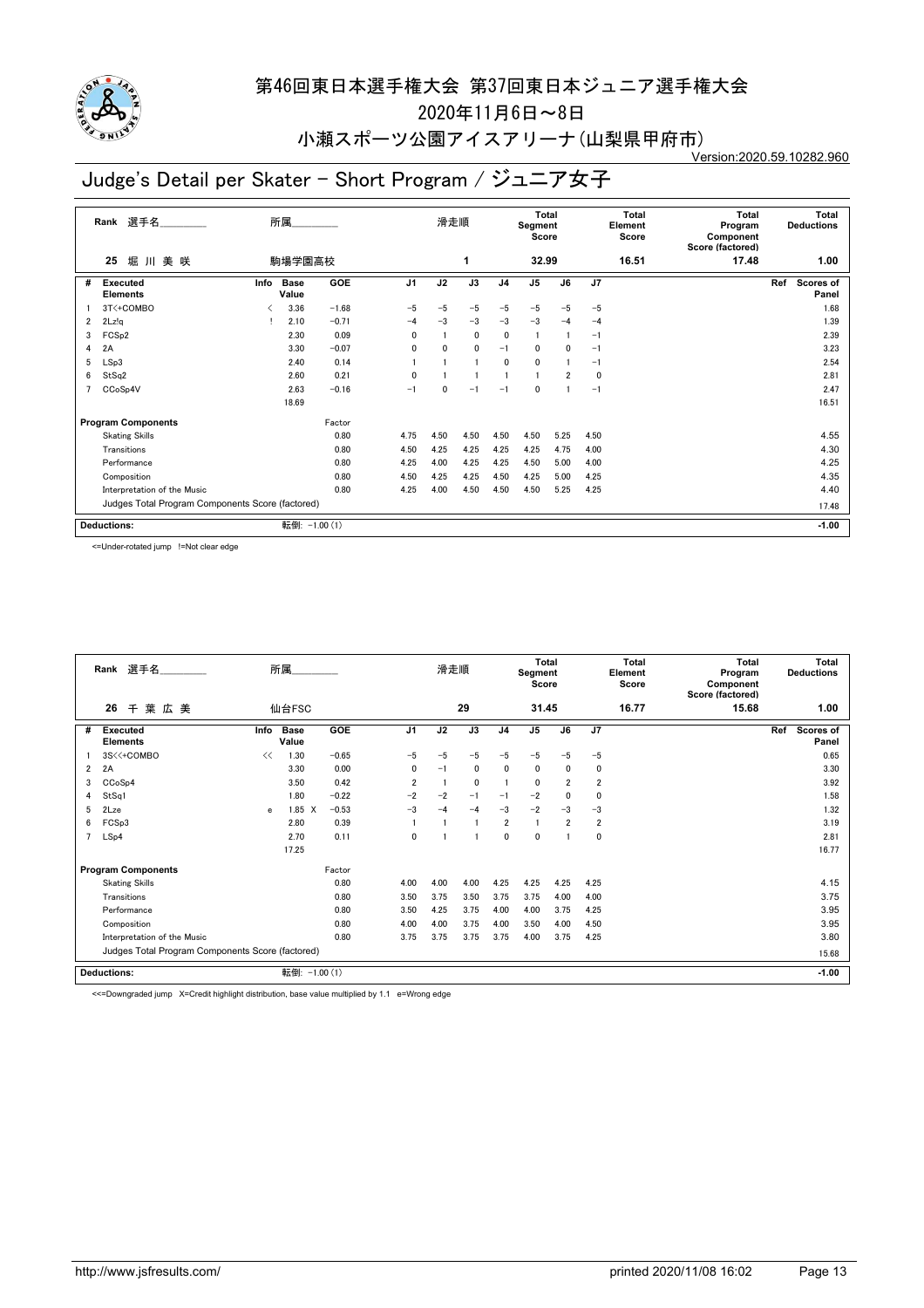# 第46回東日本選手権大会 第37回東日本ジュニア選手権大会

2020年11月6日～8日

小瀬スポーツ公園アイスアリーナ(山梨県甲府市)

Version:2020.59.10282.960

## Judge's Detail per Skater - Short Program / ジュニア女子

| Rank | 選手名 | 所属 | 滑走順 | Total Segment Score | Total Element Score | Total Program Component Score (factored) | Total Deductions |
|---|---|---|---|---|---|---|---|
| 25 | 堀 川 美 咲 | 駒場学園高校 | 1 | 32.99 | 16.51 | 17.48 | 1.00 |

| # | Executed Elements | Info | Base Value | GOE | J1 | J2 | J3 | J4 | J5 | J6 | J7 | Ref | Scores of Panel |
|---|---|---|---|---|---|---|---|---|---|---|---|---|---|
| 1 | 3T<+COMBO | < | 3.36 | -1.68 | -5 | -5 | -5 | -5 | -5 | -5 | -5 | | 1.68 |
| 2 | 2Lz!q | ! | 2.10 | -0.71 | -4 | -3 | -3 | -3 | -3 | -4 | -4 | | 1.39 |
| 3 | FCSp2 | | 2.30 | 0.09 | 0 | 1 | 0 | 0 | 1 | 1 | -1 | | 2.39 |
| 4 | 2A | | 3.30 | -0.07 | 0 | 0 | 0 | -1 | 0 | 0 | -1 | | 3.23 |
| 5 | LSp3 | | 2.40 | 0.14 | 1 | 1 | 1 | 0 | 0 | 1 | -1 | | 2.54 |
| 6 | StSq2 | | 2.60 | 0.21 | 0 | 1 | 1 | 1 | 1 | 2 | 0 | | 2.81 |
| 7 | CCoSp4V | | 2.63 | -0.16 | -1 | 0 | -1 | -1 | 0 | 1 | -1 | | 2.47 |
| | | | 18.69 | | | | | | | | | | 16.51 |

| Program Components | Factor | J1 | J2 | J3 | J4 | J5 | J6 | J7 | Scores of Panel |
|---|---|---|---|---|---|---|---|---|---|
| Skating Skills | 0.80 | 4.75 | 4.50 | 4.50 | 4.50 | 4.50 | 5.25 | 4.50 | 4.55 |
| Transitions | 0.80 | 4.50 | 4.25 | 4.25 | 4.25 | 4.25 | 4.75 | 4.00 | 4.30 |
| Performance | 0.80 | 4.25 | 4.00 | 4.25 | 4.25 | 4.50 | 5.00 | 4.00 | 4.25 |
| Composition | 0.80 | 4.50 | 4.25 | 4.25 | 4.50 | 4.25 | 5.00 | 4.25 | 4.35 |
| Interpretation of the Music | 0.80 | 4.25 | 4.00 | 4.50 | 4.50 | 4.50 | 5.25 | 4.25 | 4.40 |
| Judges Total Program Components Score (factored) | | | | | | | | | 17.48 |

Deductions: 転倒: -1.00 (1) -1.00

<=Under-rotated jump !=Not clear edge

| Rank | 選手名 | 所属 | 滑走順 | Total Segment Score | Total Element Score | Total Program Component Score (factored) | Total Deductions |
|---|---|---|---|---|---|---|---|
| 26 | 千 葉 広 美 | 仙台FSC | 29 | 31.45 | 16.77 | 15.68 | 1.00 |

| # | Executed Elements | Info | Base Value | GOE | J1 | J2 | J3 | J4 | J5 | J6 | J7 | Ref | Scores of Panel |
|---|---|---|---|---|---|---|---|---|---|---|---|---|---|
| 1 | 3S<<+COMBO | << | 1.30 | -0.65 | -5 | -5 | -5 | -5 | -5 | -5 | -5 | | 0.65 |
| 2 | 2A | | 3.30 | 0.00 | 0 | -1 | 0 | 0 | 0 | 0 | 0 | | 3.30 |
| 3 | CCoSp4 | | 3.50 | 0.42 | 2 | 1 | 0 | 1 | 0 | 2 | 2 | | 3.92 |
| 4 | StSq1 | | 1.80 | -0.22 | -2 | -2 | -1 | -1 | -2 | 0 | 0 | | 1.58 |
| 5 | 2Lze | e | 1.85 X | -0.53 | -3 | -4 | -4 | -3 | -2 | -3 | -3 | | 1.32 |
| 6 | FCSp3 | | 2.80 | 0.39 | 1 | 1 | 1 | 2 | 1 | 2 | 2 | | 3.19 |
| 7 | LSp4 | | 2.70 | 0.11 | 0 | 1 | 1 | 0 | 0 | 1 | 0 | | 2.81 |
| | | | 17.25 | | | | | | | | | | 16.77 |

| Program Components | Factor | J1 | J2 | J3 | J4 | J5 | J6 | J7 | Scores of Panel |
|---|---|---|---|---|---|---|---|---|---|
| Skating Skills | 0.80 | 4.00 | 4.00 | 4.00 | 4.25 | 4.25 | 4.25 | 4.25 | 4.15 |
| Transitions | 0.80 | 3.50 | 3.75 | 3.50 | 3.75 | 3.75 | 4.00 | 4.00 | 3.75 |
| Performance | 0.80 | 3.50 | 4.25 | 3.75 | 4.00 | 4.00 | 3.75 | 4.25 | 3.95 |
| Composition | 0.80 | 4.00 | 4.00 | 3.75 | 4.00 | 3.50 | 4.00 | 4.50 | 3.95 |
| Interpretation of the Music | 0.80 | 3.75 | 3.75 | 3.75 | 3.75 | 4.00 | 3.75 | 4.25 | 3.80 |
| Judges Total Program Components Score (factored) | | | | | | | | | 15.68 |

Deductions: 転倒: -1.00 (1) -1.00

<<=Downgraded jump X=Credit highlight distribution, base value multiplied by 1.1 e=Wrong edge

http://www.jsfresults.com/ printed 2020/11/08 16:02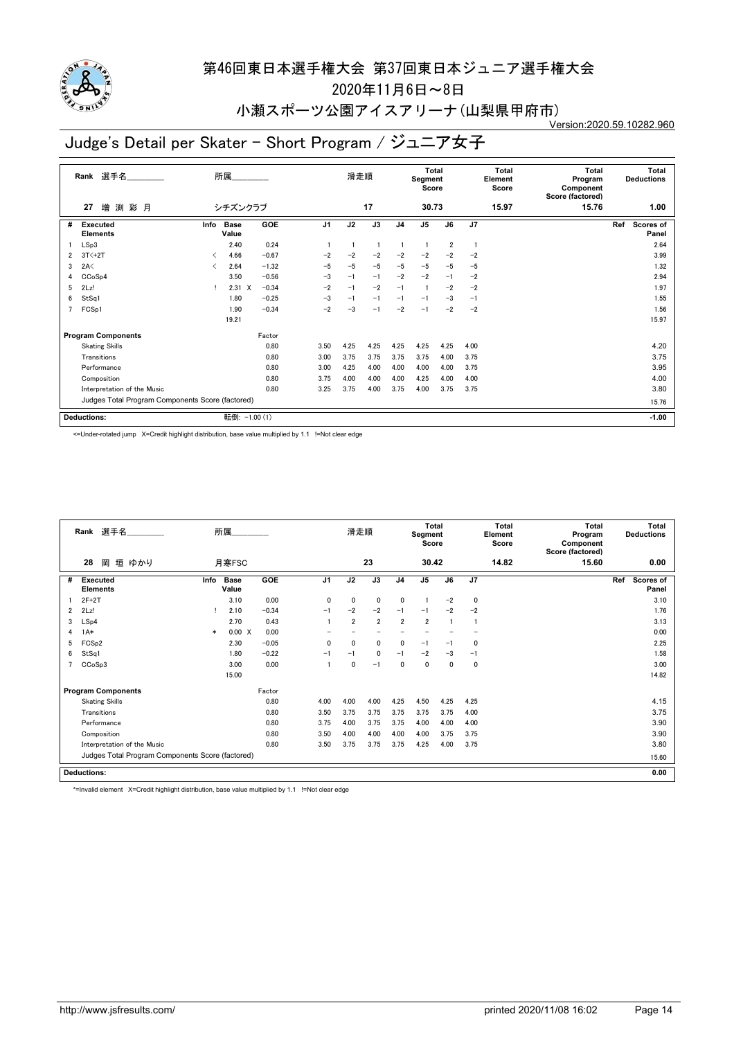# 第46回東日本選手権大会 第37回東日本ジュニア選手権大会

2020年11月6日～8日

小瀬スポーツ公園アイスアリーナ(山梨県甲府市)

Version:2020.59.10282.960

## Judge's Detail per Skater - Short Program / ジュニア女子

| Rank | 選手名 | 所属 | 滑走順 | Total Segment Score | Total Element Score | Total Program Component Score (factored) | Total Deductions |
|---|---|---|---|---|---|---|---|
| 27 | 増 渕 彩 月 | シチズンクラブ | 17 | 30.73 | 15.97 | 15.76 | 1.00 |

| # | Executed Elements | Info | Base Value | | GOE | J1 | J2 | J3 | J4 | J5 | J6 | J7 | Ref | Scores of Panel |
|---|---|---|---|---|---|---|---|---|---|---|---|---|---|---|
| 1 | LSp3 | | 2.40 | | 0.24 | 1 | 1 | 1 | 1 | 1 | 2 | 1 | | 2.64 |
| 2 | 3T<+2T | < | 4.66 | | -0.67 | -2 | -2 | -2 | -2 | -2 | -2 | -2 | | 3.99 |
| 3 | 2A< | < | 2.64 | | -1.32 | -5 | -5 | -5 | -5 | -5 | -5 | -5 | | 1.32 |
| 4 | CCoSp4 | | 3.50 | | -0.56 | -3 | -1 | -1 | -2 | -2 | -1 | -2 | | 2.94 |
| 5 | 2Lz! | ! | 2.31 | X | -0.34 | -2 | -1 | -2 | -1 | 1 | -2 | -2 | | 1.97 |
| 6 | StSq1 | | 1.80 | | -0.25 | -3 | -1 | -1 | -1 | -1 | -3 | -1 | | 1.55 |
| 7 | FCSp1 | | 1.90 | | -0.34 | -2 | -3 | -1 | -2 | -1 | -2 | -2 | | 1.56 |
| | | | 19.21 | | | | | | | | | | | 15.97 |

| Program Components | Factor | J1 | J2 | J3 | J4 | J5 | J6 | J7 | Scores of Panel |
|---|---|---|---|---|---|---|---|---|---|
| Skating Skills | 0.80 | 3.50 | 4.25 | 4.25 | 4.25 | 4.25 | 4.25 | 4.00 | 4.20 |
| Transitions | 0.80 | 3.00 | 3.75 | 3.75 | 3.75 | 3.75 | 4.00 | 3.75 | 3.75 |
| Performance | 0.80 | 3.00 | 4.25 | 4.00 | 4.00 | 4.00 | 4.00 | 3.75 | 3.95 |
| Composition | 0.80 | 3.75 | 4.00 | 4.00 | 4.00 | 4.25 | 4.00 | 4.00 | 4.00 |
| Interpretation of the Music | 0.80 | 3.25 | 3.75 | 4.00 | 3.75 | 4.00 | 3.75 | 3.75 | 3.80 |
| Judges Total Program Components Score (factored) | | | | | | | | | 15.76 |

Deductions: 転倒: -1.00 (1) **-1.00**

<=Under-rotated jump X=Credit highlight distribution, base value multiplied by 1.1 !=Not clear edge

| Rank | 選手名 | 所属 | 滑走順 | Total Segment Score | Total Element Score | Total Program Component Score (factored) | Total Deductions |
|---|---|---|---|---|---|---|---|
| 28 | 岡 垣 ゆかり | 月寒FSC | 23 | 30.42 | 14.82 | 15.60 | 0.00 |

| # | Executed Elements | Info | Base Value | | GOE | J1 | J2 | J3 | J4 | J5 | J6 | J7 | Ref | Scores of Panel |
|---|---|---|---|---|---|---|---|---|---|---|---|---|---|---|
| 1 | 2F+2T | | 3.10 | | 0.00 | 0 | 0 | 0 | 0 | 1 | -2 | 0 | | 3.10 |
| 2 | 2Lz! | ! | 2.10 | | -0.34 | -1 | -2 | -2 | -1 | -1 | -2 | -2 | | 1.76 |
| 3 | LSp4 | | 2.70 | | 0.43 | 1 | 2 | 2 | 2 | 2 | 1 | 1 | | 3.13 |
| 4 | 1A* | * | 0.00 | X | 0.00 | - | - | - | - | - | - | - | | 0.00 |
| 5 | FCSp2 | | 2.30 | | -0.05 | 0 | 0 | 0 | 0 | -1 | -1 | 0 | | 2.25 |
| 6 | StSq1 | | 1.80 | | -0.22 | -1 | -1 | 0 | -1 | -2 | -3 | -1 | | 1.58 |
| 7 | CCoSp3 | | 3.00 | | 0.00 | 1 | 0 | -1 | 0 | 0 | 0 | 0 | | 3.00 |
| | | | 15.00 | | | | | | | | | | | 14.82 |

| Program Components | Factor | J1 | J2 | J3 | J4 | J5 | J6 | J7 | Scores of Panel |
|---|---|---|---|---|---|---|---|---|---|
| Skating Skills | 0.80 | 4.00 | 4.00 | 4.00 | 4.25 | 4.50 | 4.25 | 4.25 | 4.15 |
| Transitions | 0.80 | 3.50 | 3.75 | 3.75 | 3.75 | 3.75 | 3.75 | 4.00 | 3.75 |
| Performance | 0.80 | 3.75 | 4.00 | 3.75 | 3.75 | 4.00 | 4.00 | 4.00 | 3.90 |
| Composition | 0.80 | 3.50 | 4.00 | 4.00 | 4.00 | 4.00 | 3.75 | 3.75 | 3.90 |
| Interpretation of the Music | 0.80 | 3.50 | 3.75 | 3.75 | 3.75 | 4.25 | 4.00 | 3.75 | 3.80 |
| Judges Total Program Components Score (factored) | | | | | | | | | 15.60 |

Deductions: **0.00**

*=Invalid element X=Credit highlight distribution, base value multiplied by 1.1 !=Not clear edge

http://www.jsfresults.com/ printed 2020/11/08 16:02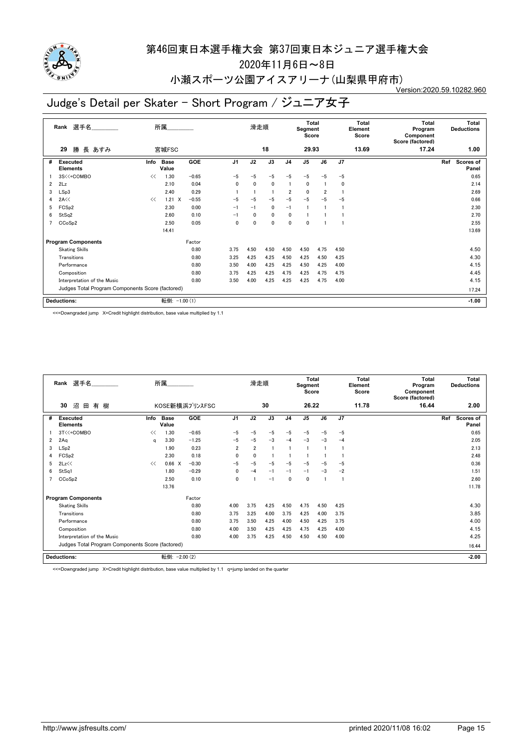# 第46回東日本選手権大会 第37回東日本ジュニア選手権大会

2020年11月6日～8日

小瀬スポーツ公園アイスアリーナ(山梨県甲府市)

Version:2020.59.10282.960

## Judge's Detail per Skater - Short Program / ジュニア女子

| Rank | 選手名 | 所属 | 滑走順 | Total Segment Score | Total Element Score | Total Program Component Score (factored) | Total Deductions |
|---|---|---|---|---|---|---|---|
| 29 | 勝 長 あすみ | 宮城FSC | 18 | 29.93 | 13.69 | 17.24 | 1.00 |

| # | Executed Elements | Info | Base Value | | GOE | J1 | J2 | J3 | J4 | J5 | J6 | J7 | Ref | Scores of Panel |
|---|---|---|---|---|---|---|---|---|---|---|---|---|---|---|
| 1 | 3S<<+COMBO | << | 1.30 | | −0.65 | −5 | −5 | −5 | −5 | −5 | −5 | −5 | | 0.65 |
| 2 | 2Lz | | 2.10 | | 0.04 | 0 | 0 | 0 | 1 | 0 | 1 | 0 | | 2.14 |
| 3 | LSp3 | | 2.40 | | 0.29 | 1 | 1 | 1 | 2 | 0 | 2 | 1 | | 2.69 |
| 4 | 2A<< | << | 1.21 | X | −0.55 | −5 | −5 | −5 | −5 | −5 | −5 | −5 | | 0.66 |
| 5 | FCSp2 | | 2.30 | | 0.00 | −1 | −1 | 0 | −1 | 1 | 1 | 1 | | 2.30 |
| 6 | StSq2 | | 2.60 | | 0.10 | −1 | 0 | 0 | 0 | 1 | 1 | 1 | | 2.70 |
| 7 | CCoSp2 | | 2.50 | | 0.05 | 0 | 0 | 0 | 0 | 0 | 1 | 1 | | 2.55 |
| | | | 14.41 | | | | | | | | | | | 13.69 |

| Program Components | Factor | J1 | J2 | J3 | J4 | J5 | J6 | J7 | Scores of Panel |
|---|---|---|---|---|---|---|---|---|---|
| Skating Skills | 0.80 | 3.75 | 4.50 | 4.50 | 4.50 | 4.50 | 4.75 | 4.50 | 4.50 |
| Transitions | 0.80 | 3.25 | 4.25 | 4.25 | 4.50 | 4.25 | 4.50 | 4.25 | 4.30 |
| Performance | 0.80 | 3.50 | 4.00 | 4.25 | 4.25 | 4.50 | 4.25 | 4.00 | 4.15 |
| Composition | 0.80 | 3.75 | 4.25 | 4.25 | 4.75 | 4.25 | 4.75 | 4.75 | 4.45 |
| Interpretation of the Music | 0.80 | 3.50 | 4.00 | 4.25 | 4.25 | 4.25 | 4.75 | 4.00 | 4.15 |
| Judges Total Program Components Score (factored) | | | | | | | | | 17.24 |

**Deductions:** 転倒: −1.00 (1) **-1.00**

<<=Downgraded jump X=Credit highlight distribution, base value multiplied by 1.1

| Rank | 選手名 | 所属 | 滑走順 | Total Segment Score | Total Element Score | Total Program Component Score (factored) | Total Deductions |
|---|---|---|---|---|---|---|---|
| 30 | 沼 田 有 樹 | KOSE新横浜ﾌﾟﾘﾝｽFSC | 30 | 26.22 | 11.78 | 16.44 | 2.00 |

| # | Executed Elements | Info | Base Value | | GOE | J1 | J2 | J3 | J4 | J5 | J6 | J7 | Ref | Scores of Panel |
|---|---|---|---|---|---|---|---|---|---|---|---|---|---|---|
| 1 | 3T<<+COMBO | << | 1.30 | | −0.65 | −5 | −5 | −5 | −5 | −5 | −5 | −5 | | 0.65 |
| 2 | 2Aq | q | 3.30 | | −1.25 | −5 | −5 | −3 | −4 | −3 | −3 | −4 | | 2.05 |
| 3 | LSp2 | | 1.90 | | 0.23 | 2 | 2 | 1 | 1 | 1 | 1 | 1 | | 2.13 |
| 4 | FCSp2 | | 2.30 | | 0.18 | 0 | 0 | 1 | 1 | 1 | 1 | 1 | | 2.48 |
| 5 | 2Lz<< | << | 0.66 | X | −0.30 | −5 | −5 | −5 | −5 | −5 | −5 | −5 | | 0.36 |
| 6 | StSq1 | | 1.80 | | −0.29 | 0 | −4 | −1 | −1 | −1 | −3 | −2 | | 1.51 |
| 7 | CCoSp2 | | 2.50 | | 0.10 | 0 | 1 | −1 | 0 | 0 | 1 | 1 | | 2.60 |
| | | | 13.76 | | | | | | | | | | | 11.78 |

| Program Components | Factor | J1 | J2 | J3 | J4 | J5 | J6 | J7 | Scores of Panel |
|---|---|---|---|---|---|---|---|---|---|
| Skating Skills | 0.80 | 4.00 | 3.75 | 4.25 | 4.50 | 4.75 | 4.50 | 4.25 | 4.30 |
| Transitions | 0.80 | 3.75 | 3.25 | 4.00 | 3.75 | 4.25 | 4.00 | 3.75 | 3.85 |
| Performance | 0.80 | 3.75 | 3.50 | 4.25 | 4.00 | 4.50 | 4.25 | 3.75 | 4.00 |
| Composition | 0.80 | 4.00 | 3.50 | 4.25 | 4.25 | 4.75 | 4.25 | 4.00 | 4.15 |
| Interpretation of the Music | 0.80 | 4.00 | 3.75 | 4.25 | 4.50 | 4.50 | 4.50 | 4.00 | 4.25 |
| Judges Total Program Components Score (factored) | | | | | | | | | 16.44 |

**Deductions:** 転倒: −2.00 (2) **-2.00**

<<=Downgraded jump X=Credit highlight distribution, base value multiplied by 1.1 q=jump landed on the quarter

http://www.jsfresults.com/ printed 2020/11/08 16:02